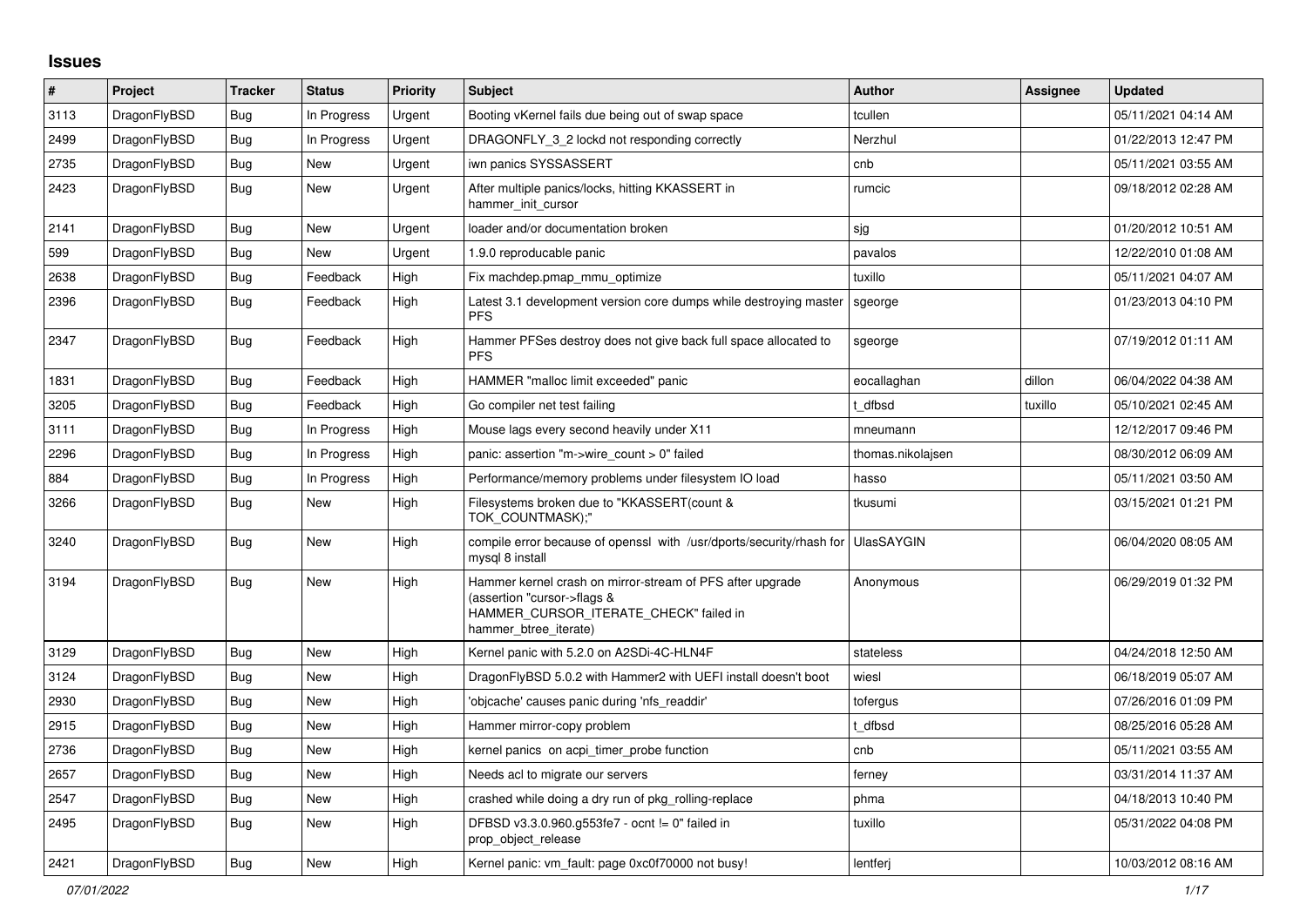# Issues

| # | Project | Tracker | Status | Priority | Subject | Author | Assignee | Updated |
|---|---|---|---|---|---|---|---|---|
| 3113 | DragonFlyBSD | Bug | In Progress | Urgent | Booting vKernel fails due being out of swap space | tcullen | | 05/11/2021 04:14 AM |
| 2499 | DragonFlyBSD | Bug | In Progress | Urgent | DRAGONFLY_3_2 lockd not responding correctly | Nerzhul | | 01/22/2013 12:47 PM |
| 2735 | DragonFlyBSD | Bug | New | Urgent | iwn panics SYSSASSERT | cnb | | 05/11/2021 03:55 AM |
| 2423 | DragonFlyBSD | Bug | New | Urgent | After multiple panics/locks, hitting KKASSERT in hammer_init_cursor | rumcic | | 09/18/2012 02:28 AM |
| 2141 | DragonFlyBSD | Bug | New | Urgent | loader and/or documentation broken | sjg | | 01/20/2012 10:51 AM |
| 599 | DragonFlyBSD | Bug | New | Urgent | 1.9.0 reproducable panic | pavalos | | 12/22/2010 01:08 AM |
| 2638 | DragonFlyBSD | Bug | Feedback | High | Fix machdep.pmap_mmu_optimize | tuxillo | | 05/11/2021 04:07 AM |
| 2396 | DragonFlyBSD | Bug | Feedback | High | Latest 3.1 development version core dumps while destroying master PFS | sgeorge | | 01/23/2013 04:10 PM |
| 2347 | DragonFlyBSD | Bug | Feedback | High | Hammer PFSes destroy does not give back full space allocated to PFS | sgeorge | | 07/19/2012 01:11 AM |
| 1831 | DragonFlyBSD | Bug | Feedback | High | HAMMER "malloc limit exceeded" panic | eocallaghan | dillon | 06/04/2022 04:38 AM |
| 3205 | DragonFlyBSD | Bug | Feedback | High | Go compiler net test failing | t_dfbsd | tuxillo | 05/10/2021 02:45 AM |
| 3111 | DragonFlyBSD | Bug | In Progress | High | Mouse lags every second heavily under X11 | mneumann | | 12/12/2017 09:46 PM |
| 2296 | DragonFlyBSD | Bug | In Progress | High | panic: assertion "m->wire_count > 0" failed | thomas.nikolajsen | | 08/30/2012 06:09 AM |
| 884 | DragonFlyBSD | Bug | In Progress | High | Performance/memory problems under filesystem IO load | hasso | | 05/11/2021 03:50 AM |
| 3266 | DragonFlyBSD | Bug | New | High | Filesystems broken due to "KKASSERT(count & TOK_COUNTMASK);" | tkusumi | | 03/15/2021 01:21 PM |
| 3240 | DragonFlyBSD | Bug | New | High | compile error because of openssl with /usr/dports/security/rhash for mysql 8 install | UlasSAYGIN | | 06/04/2020 08:05 AM |
| 3194 | DragonFlyBSD | Bug | New | High | Hammer kernel crash on mirror-stream of PFS after upgrade (assertion "cursor->flags & HAMMER_CURSOR_ITERATE_CHECK" failed in hammer_btree_iterate) | Anonymous | | 06/29/2019 01:32 PM |
| 3129 | DragonFlyBSD | Bug | New | High | Kernel panic with 5.2.0 on A2SDi-4C-HLN4F | stateless | | 04/24/2018 12:50 AM |
| 3124 | DragonFlyBSD | Bug | New | High | DragonFlyBSD 5.0.2 with Hammer2 with UEFI install doesn't boot | wiesl | | 06/18/2019 05:07 AM |
| 2930 | DragonFlyBSD | Bug | New | High | 'objcache' causes panic during 'nfs_readdir' | tofergus | | 07/26/2016 01:09 PM |
| 2915 | DragonFlyBSD | Bug | New | High | Hammer mirror-copy problem | t_dfbsd | | 08/25/2016 05:28 AM |
| 2736 | DragonFlyBSD | Bug | New | High | kernel panics on acpi_timer_probe function | cnb | | 05/11/2021 03:55 AM |
| 2657 | DragonFlyBSD | Bug | New | High | Needs acl to migrate our servers | ferney | | 03/31/2014 11:37 AM |
| 2547 | DragonFlyBSD | Bug | New | High | crashed while doing a dry run of pkg_rolling-replace | phma | | 04/18/2013 10:40 PM |
| 2495 | DragonFlyBSD | Bug | New | High | DFBSD v3.3.0.960.g553fe7 - ocnt != 0" failed in prop_object_release | tuxillo | | 05/31/2022 04:08 PM |
| 2421 | DragonFlyBSD | Bug | New | High | Kernel panic: vm_fault: page 0xc0f70000 not busy! | lentferj | | 10/03/2012 08:16 AM |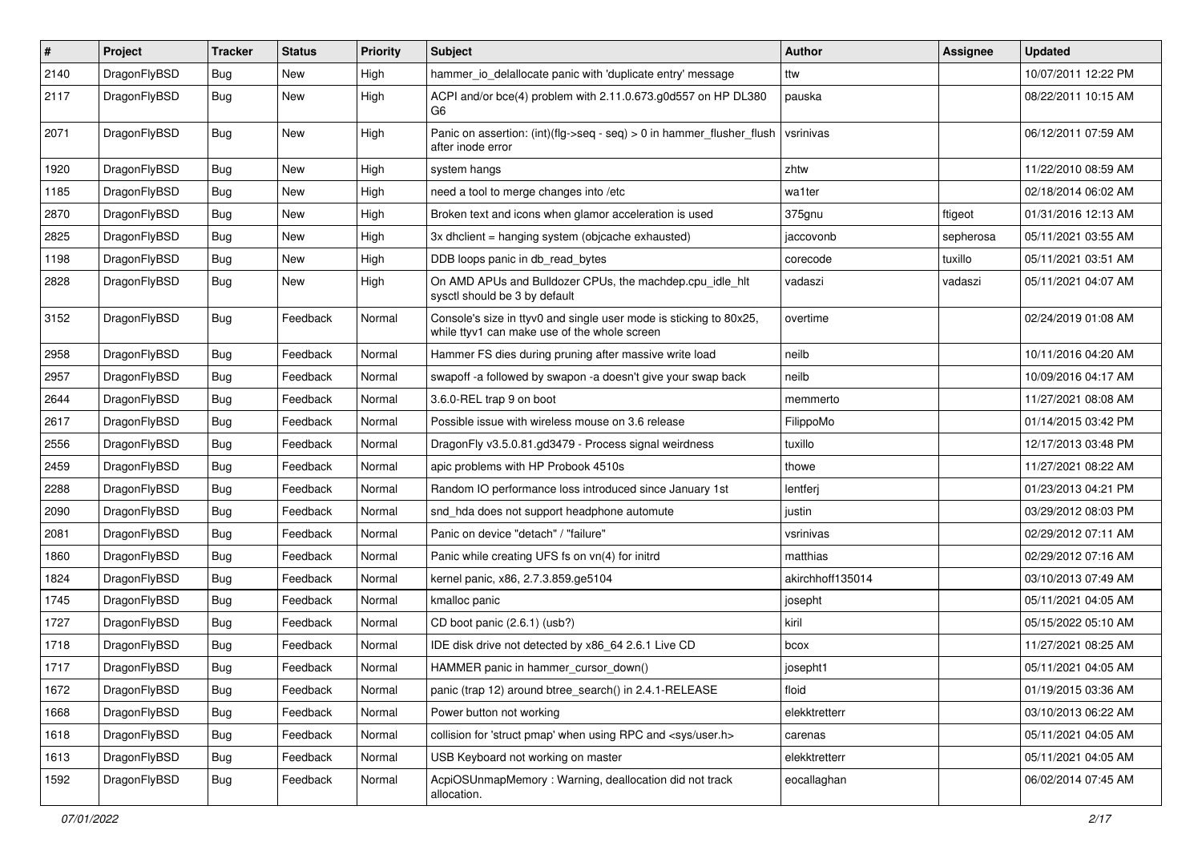| # | Project | Tracker | Status | Priority | Subject | Author | Assignee | Updated |
|---|---|---|---|---|---|---|---|---|
| 2140 | DragonFlyBSD | Bug | New | High | hammer_io_delallocate panic with 'duplicate entry' message | ttw | | 10/07/2011 12:22 PM |
| 2117 | DragonFlyBSD | Bug | New | High | ACPI and/or bce(4) problem with 2.11.0.673.g0d557 on HP DL380 G6 | pauska | | 08/22/2011 10:15 AM |
| 2071 | DragonFlyBSD | Bug | New | High | Panic on assertion: (int)(flg->seq - seq) > 0 in hammer_flusher_flush after inode error | vsrinivas | | 06/12/2011 07:59 AM |
| 1920 | DragonFlyBSD | Bug | New | High | system hangs | zhtw | | 11/22/2010 08:59 AM |
| 1185 | DragonFlyBSD | Bug | New | High | need a tool to merge changes into /etc | wa1ter | | 02/18/2014 06:02 AM |
| 2870 | DragonFlyBSD | Bug | New | High | Broken text and icons when glamor acceleration is used | 375gnu | ftigeot | 01/31/2016 12:13 AM |
| 2825 | DragonFlyBSD | Bug | New | High | 3x dhclient = hanging system (objcache exhausted) | jaccovonb | sepherosa | 05/11/2021 03:55 AM |
| 1198 | DragonFlyBSD | Bug | New | High | DDB loops panic in db_read_bytes | corecode | tuxillo | 05/11/2021 03:51 AM |
| 2828 | DragonFlyBSD | Bug | New | High | On AMD APUs and Bulldozer CPUs, the machdep.cpu_idle_hlt sysctl should be 3 by default | vadaszi | vadaszi | 05/11/2021 04:07 AM |
| 3152 | DragonFlyBSD | Bug | Feedback | Normal | Console's size in ttyv0 and single user mode is sticking to 80x25, while ttyv1 can make use of the whole screen | overtime | | 02/24/2019 01:08 AM |
| 2958 | DragonFlyBSD | Bug | Feedback | Normal | Hammer FS dies during pruning after massive write load | neilb | | 10/11/2016 04:20 AM |
| 2957 | DragonFlyBSD | Bug | Feedback | Normal | swapoff -a followed by swapon -a doesn't give your swap back | neilb | | 10/09/2016 04:17 AM |
| 2644 | DragonFlyBSD | Bug | Feedback | Normal | 3.6.0-REL trap 9 on boot | memmerto | | 11/27/2021 08:08 AM |
| 2617 | DragonFlyBSD | Bug | Feedback | Normal | Possible issue with wireless mouse on 3.6 release | FilippoMo | | 01/14/2015 03:42 PM |
| 2556 | DragonFlyBSD | Bug | Feedback | Normal | DragonFly v3.5.0.81.gd3479 - Process signal weirdness | tuxillo | | 12/17/2013 03:48 PM |
| 2459 | DragonFlyBSD | Bug | Feedback | Normal | apic problems with HP Probook 4510s | thowe | | 11/27/2021 08:22 AM |
| 2288 | DragonFlyBSD | Bug | Feedback | Normal | Random IO performance loss introduced since January 1st | lentferj | | 01/23/2013 04:21 PM |
| 2090 | DragonFlyBSD | Bug | Feedback | Normal | snd_hda does not support headphone automute | justin | | 03/29/2012 08:03 PM |
| 2081 | DragonFlyBSD | Bug | Feedback | Normal | Panic on device "detach" / "failure" | vsrinivas | | 02/29/2012 07:11 AM |
| 1860 | DragonFlyBSD | Bug | Feedback | Normal | Panic while creating UFS fs on vn(4) for initrd | matthias | | 02/29/2012 07:16 AM |
| 1824 | DragonFlyBSD | Bug | Feedback | Normal | kernel panic, x86, 2.7.3.859.ge5104 | akirchhoff135014 | | 03/10/2013 07:49 AM |
| 1745 | DragonFlyBSD | Bug | Feedback | Normal | kmalloc panic | josepht | | 05/11/2021 04:05 AM |
| 1727 | DragonFlyBSD | Bug | Feedback | Normal | CD boot panic (2.6.1) (usb?) | kiril | | 05/15/2022 05:10 AM |
| 1718 | DragonFlyBSD | Bug | Feedback | Normal | IDE disk drive not detected by x86_64 2.6.1 Live CD | bcox | | 11/27/2021 08:25 AM |
| 1717 | DragonFlyBSD | Bug | Feedback | Normal | HAMMER panic in hammer_cursor_down() | josepht1 | | 05/11/2021 04:05 AM |
| 1672 | DragonFlyBSD | Bug | Feedback | Normal | panic (trap 12) around btree_search() in 2.4.1-RELEASE | floid | | 01/19/2015 03:36 AM |
| 1668 | DragonFlyBSD | Bug | Feedback | Normal | Power button not working | elekktretterr | | 03/10/2013 06:22 AM |
| 1618 | DragonFlyBSD | Bug | Feedback | Normal | collision for 'struct pmap' when using RPC and <sys/user.h> | carenas | | 05/11/2021 04:05 AM |
| 1613 | DragonFlyBSD | Bug | Feedback | Normal | USB Keyboard not working on master | elekktretterr | | 05/11/2021 04:05 AM |
| 1592 | DragonFlyBSD | Bug | Feedback | Normal | AcpiOSUnmapMemory : Warning, deallocation did not track allocation. | eocallaghan | | 06/02/2014 07:45 AM |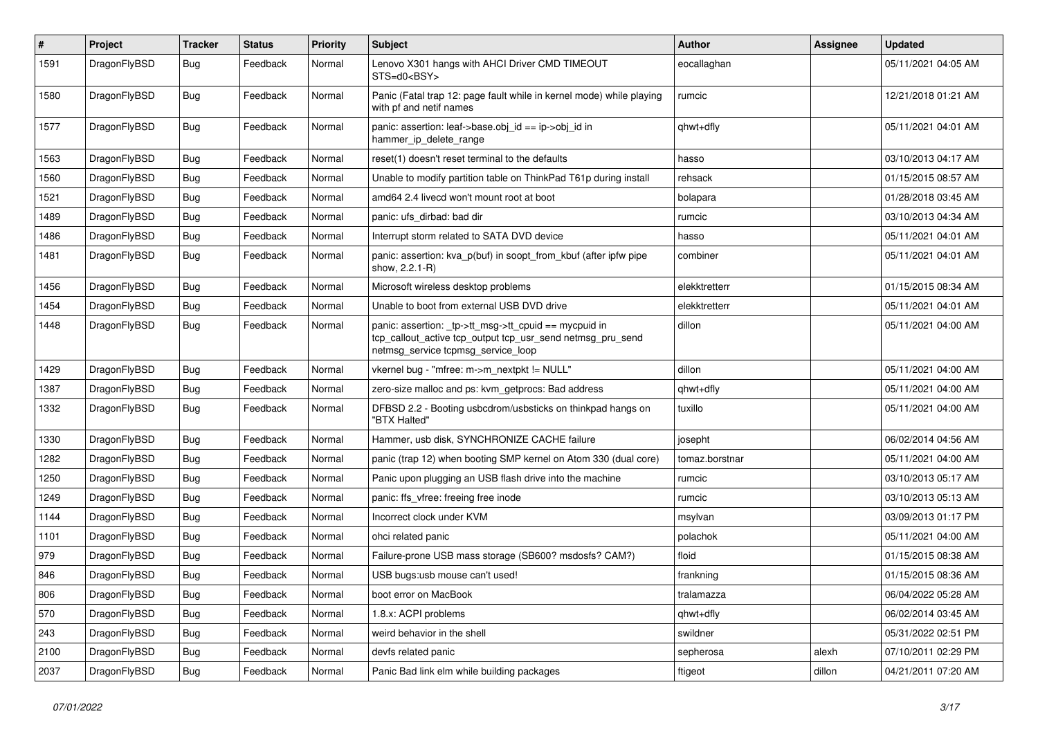| # | Project | Tracker | Status | Priority | Subject | Author | Assignee | Updated |
|---|---|---|---|---|---|---|---|---|
| 1591 | DragonFlyBSD | Bug | Feedback | Normal | Lenovo X301 hangs with AHCI Driver CMD TIMEOUT STS=d0<BSY> | eocallaghan | | 05/11/2021 04:05 AM |
| 1580 | DragonFlyBSD | Bug | Feedback | Normal | Panic (Fatal trap 12: page fault while in kernel mode) while playing with pf and netif names | rumcic | | 12/21/2018 01:21 AM |
| 1577 | DragonFlyBSD | Bug | Feedback | Normal | panic: assertion: leaf->base.obj_id == ip->obj_id in hammer_ip_delete_range | qhwt+dfly | | 05/11/2021 04:01 AM |
| 1563 | DragonFlyBSD | Bug | Feedback | Normal | reset(1) doesn't reset terminal to the defaults | hasso | | 03/10/2013 04:17 AM |
| 1560 | DragonFlyBSD | Bug | Feedback | Normal | Unable to modify partition table on ThinkPad T61p during install | rehsack | | 01/15/2015 08:57 AM |
| 1521 | DragonFlyBSD | Bug | Feedback | Normal | amd64 2.4 livecd won't mount root at boot | bolapara | | 01/28/2018 03:45 AM |
| 1489 | DragonFlyBSD | Bug | Feedback | Normal | panic: ufs_dirbad: bad dir | rumcic | | 03/10/2013 04:34 AM |
| 1486 | DragonFlyBSD | Bug | Feedback | Normal | Interrupt storm related to SATA DVD device | hasso | | 05/11/2021 04:01 AM |
| 1481 | DragonFlyBSD | Bug | Feedback | Normal | panic: assertion: kva_p(buf) in soopt_from_kbuf (after ipfw pipe show, 2.2.1-R) | combiner | | 05/11/2021 04:01 AM |
| 1456 | DragonFlyBSD | Bug | Feedback | Normal | Microsoft wireless desktop problems | elekktretterr | | 01/15/2015 08:34 AM |
| 1454 | DragonFlyBSD | Bug | Feedback | Normal | Unable to boot from external USB DVD drive | elekktretterr | | 05/11/2021 04:01 AM |
| 1448 | DragonFlyBSD | Bug | Feedback | Normal | panic: assertion: _tp->tt_msg->tt_cpuid == mycpuid in tcp_callout_active tcp_output tcp_usr_send netmsg_pru_send netmsg_service tcpmsg_service_loop | dillon | | 05/11/2021 04:00 AM |
| 1429 | DragonFlyBSD | Bug | Feedback | Normal | vkernel bug - "mfree: m->m_nextpkt != NULL" | dillon | | 05/11/2021 04:00 AM |
| 1387 | DragonFlyBSD | Bug | Feedback | Normal | zero-size malloc and ps: kvm_getprocs: Bad address | qhwt+dfly | | 05/11/2021 04:00 AM |
| 1332 | DragonFlyBSD | Bug | Feedback | Normal | DFBSD 2.2 - Booting usbcdrom/usbsticks on thinkpad hangs on "BTX Halted" | tuxillo | | 05/11/2021 04:00 AM |
| 1330 | DragonFlyBSD | Bug | Feedback | Normal | Hammer, usb disk, SYNCHRONIZE CACHE failure | josepht | | 06/02/2014 04:56 AM |
| 1282 | DragonFlyBSD | Bug | Feedback | Normal | panic (trap 12) when booting SMP kernel on Atom 330 (dual core) | tomaz.borstnar | | 05/11/2021 04:00 AM |
| 1250 | DragonFlyBSD | Bug | Feedback | Normal | Panic upon plugging an USB flash drive into the machine | rumcic | | 03/10/2013 05:17 AM |
| 1249 | DragonFlyBSD | Bug | Feedback | Normal | panic: ffs_vfree: freeing free inode | rumcic | | 03/10/2013 05:13 AM |
| 1144 | DragonFlyBSD | Bug | Feedback | Normal | Incorrect clock under KVM | msylvan | | 03/09/2013 01:17 PM |
| 1101 | DragonFlyBSD | Bug | Feedback | Normal | ohci related panic | polachok | | 05/11/2021 04:00 AM |
| 979 | DragonFlyBSD | Bug | Feedback | Normal | Failure-prone USB mass storage (SB600? msdosfs? CAM?) | floid | | 01/15/2015 08:38 AM |
| 846 | DragonFlyBSD | Bug | Feedback | Normal | USB bugs:usb mouse can't used! | frankning | | 01/15/2015 08:36 AM |
| 806 | DragonFlyBSD | Bug | Feedback | Normal | boot error on MacBook | tralamazza | | 06/04/2022 05:28 AM |
| 570 | DragonFlyBSD | Bug | Feedback | Normal | 1.8.x: ACPI problems | qhwt+dfly | | 06/02/2014 03:45 AM |
| 243 | DragonFlyBSD | Bug | Feedback | Normal | weird behavior in the shell | swildner | | 05/31/2022 02:51 PM |
| 2100 | DragonFlyBSD | Bug | Feedback | Normal | devfs related panic | sepherosa | alexh | 07/10/2011 02:29 PM |
| 2037 | DragonFlyBSD | Bug | Feedback | Normal | Panic Bad link elm while building packages | ftigeot | dillon | 04/21/2011 07:20 AM |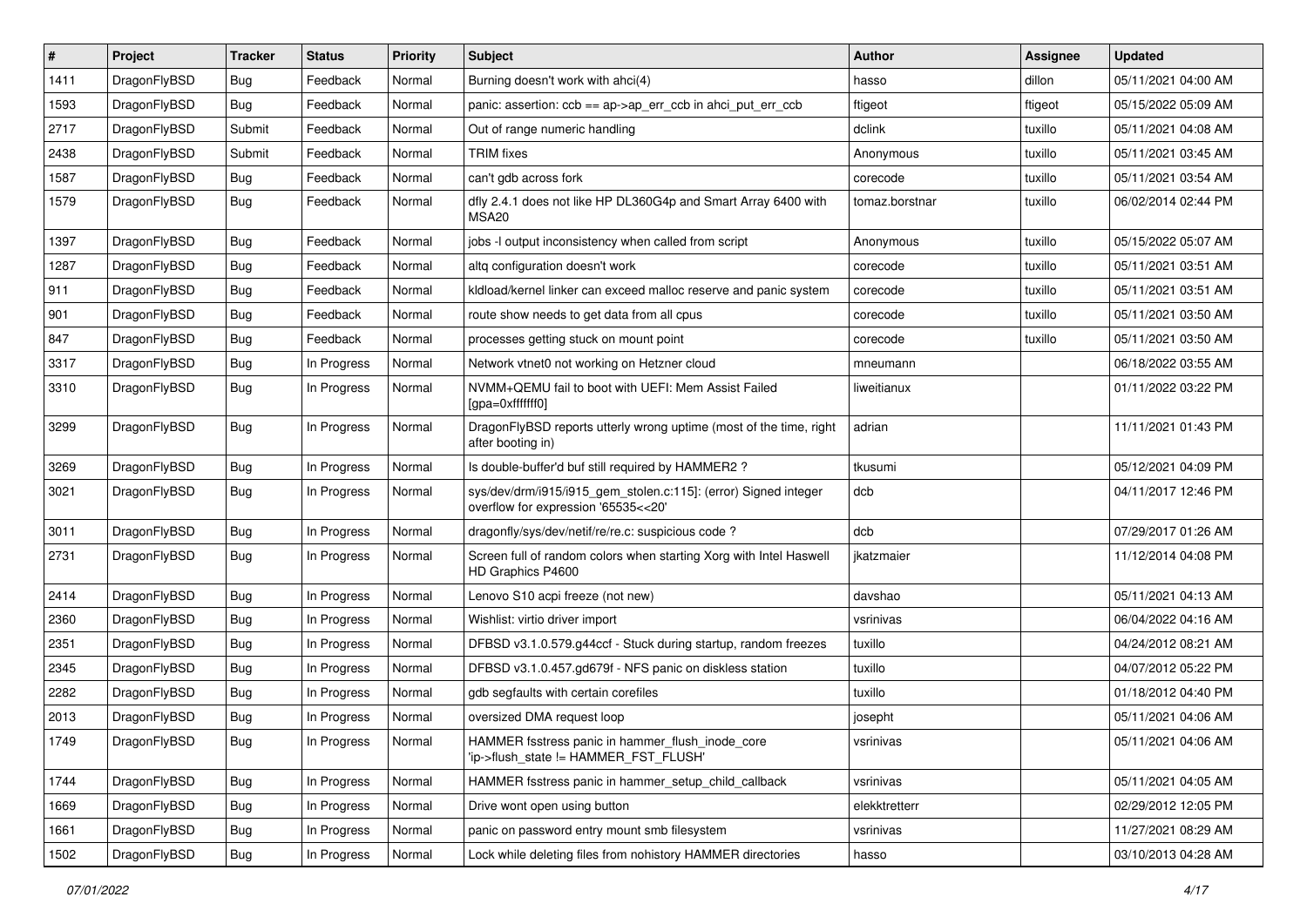| # | Project | Tracker | Status | Priority | Subject | Author | Assignee | Updated |
|---|---|---|---|---|---|---|---|---|
| 1411 | DragonFlyBSD | Bug | Feedback | Normal | Burning doesn't work with ahci(4) | hasso | dillon | 05/11/2021 04:00 AM |
| 1593 | DragonFlyBSD | Bug | Feedback | Normal | panic: assertion: ccb == ap->ap_err_ccb in ahci_put_err_ccb | ftigeot | ftigeot | 05/15/2022 05:09 AM |
| 2717 | DragonFlyBSD | Submit | Feedback | Normal | Out of range numeric handling | dclink | tuxillo | 05/11/2021 04:08 AM |
| 2438 | DragonFlyBSD | Submit | Feedback | Normal | TRIM fixes | Anonymous | tuxillo | 05/11/2021 03:45 AM |
| 1587 | DragonFlyBSD | Bug | Feedback | Normal | can't gdb across fork | corecode | tuxillo | 05/11/2021 03:54 AM |
| 1579 | DragonFlyBSD | Bug | Feedback | Normal | dfly 2.4.1 does not like HP DL360G4p and Smart Array 6400 with MSA20 | tomaz.borstnar | tuxillo | 06/02/2014 02:44 PM |
| 1397 | DragonFlyBSD | Bug | Feedback | Normal | jobs -l output inconsistency when called from script | Anonymous | tuxillo | 05/15/2022 05:07 AM |
| 1287 | DragonFlyBSD | Bug | Feedback | Normal | altq configuration doesn't work | corecode | tuxillo | 05/11/2021 03:51 AM |
| 911 | DragonFlyBSD | Bug | Feedback | Normal | kldload/kernel linker can exceed malloc reserve and panic system | corecode | tuxillo | 05/11/2021 03:51 AM |
| 901 | DragonFlyBSD | Bug | Feedback | Normal | route show needs to get data from all cpus | corecode | tuxillo | 05/11/2021 03:50 AM |
| 847 | DragonFlyBSD | Bug | Feedback | Normal | processes getting stuck on mount point | corecode | tuxillo | 05/11/2021 03:50 AM |
| 3317 | DragonFlyBSD | Bug | In Progress | Normal | Network vtnet0 not working on Hetzner cloud | mneumann | | 06/18/2022 03:55 AM |
| 3310 | DragonFlyBSD | Bug | In Progress | Normal | NVMM+QEMU fail to boot with UEFI: Mem Assist Failed [gpa=0xfffffff0] | liweitianux | | 01/11/2022 03:22 PM |
| 3299 | DragonFlyBSD | Bug | In Progress | Normal | DragonFlyBSD reports utterly wrong uptime (most of the time, right after booting in) | adrian | | 11/11/2021 01:43 PM |
| 3269 | DragonFlyBSD | Bug | In Progress | Normal | Is double-buffer'd buf still required by HAMMER2 ? | tkusumi | | 05/12/2021 04:09 PM |
| 3021 | DragonFlyBSD | Bug | In Progress | Normal | sys/dev/drm/i915/i915_gem_stolen.c:115]: (error) Signed integer overflow for expression '65535<<20' | dcb | | 04/11/2017 12:46 PM |
| 3011 | DragonFlyBSD | Bug | In Progress | Normal | dragonfly/sys/dev/netif/re/re.c: suspicious code ? | dcb | | 07/29/2017 01:26 AM |
| 2731 | DragonFlyBSD | Bug | In Progress | Normal | Screen full of random colors when starting Xorg with Intel Haswell HD Graphics P4600 | jkatzmaier | | 11/12/2014 04:08 PM |
| 2414 | DragonFlyBSD | Bug | In Progress | Normal | Lenovo S10 acpi freeze (not new) | davshao | | 05/11/2021 04:13 AM |
| 2360 | DragonFlyBSD | Bug | In Progress | Normal | Wishlist: virtio driver import | vsrinivas | | 06/04/2022 04:16 AM |
| 2351 | DragonFlyBSD | Bug | In Progress | Normal | DFBSD v3.1.0.579.g44ccf - Stuck during startup, random freezes | tuxillo | | 04/24/2012 08:21 AM |
| 2345 | DragonFlyBSD | Bug | In Progress | Normal | DFBSD v3.1.0.457.gd679f - NFS panic on diskless station | tuxillo | | 04/07/2012 05:22 PM |
| 2282 | DragonFlyBSD | Bug | In Progress | Normal | gdb segfaults with certain corefiles | tuxillo | | 01/18/2012 04:40 PM |
| 2013 | DragonFlyBSD | Bug | In Progress | Normal | oversized DMA request loop | josepht | | 05/11/2021 04:06 AM |
| 1749 | DragonFlyBSD | Bug | In Progress | Normal | HAMMER fsstress panic in hammer_flush_inode_core 'ip->flush_state != HAMMER_FST_FLUSH' | vsrinivas | | 05/11/2021 04:06 AM |
| 1744 | DragonFlyBSD | Bug | In Progress | Normal | HAMMER fsstress panic in hammer_setup_child_callback | vsrinivas | | 05/11/2021 04:05 AM |
| 1669 | DragonFlyBSD | Bug | In Progress | Normal | Drive wont open using button | elekktretterr | | 02/29/2012 12:05 PM |
| 1661 | DragonFlyBSD | Bug | In Progress | Normal | panic on password entry mount smb filesystem | vsrinivas | | 11/27/2021 08:29 AM |
| 1502 | DragonFlyBSD | Bug | In Progress | Normal | Lock while deleting files from nohistory HAMMER directories | hasso | | 03/10/2013 04:28 AM |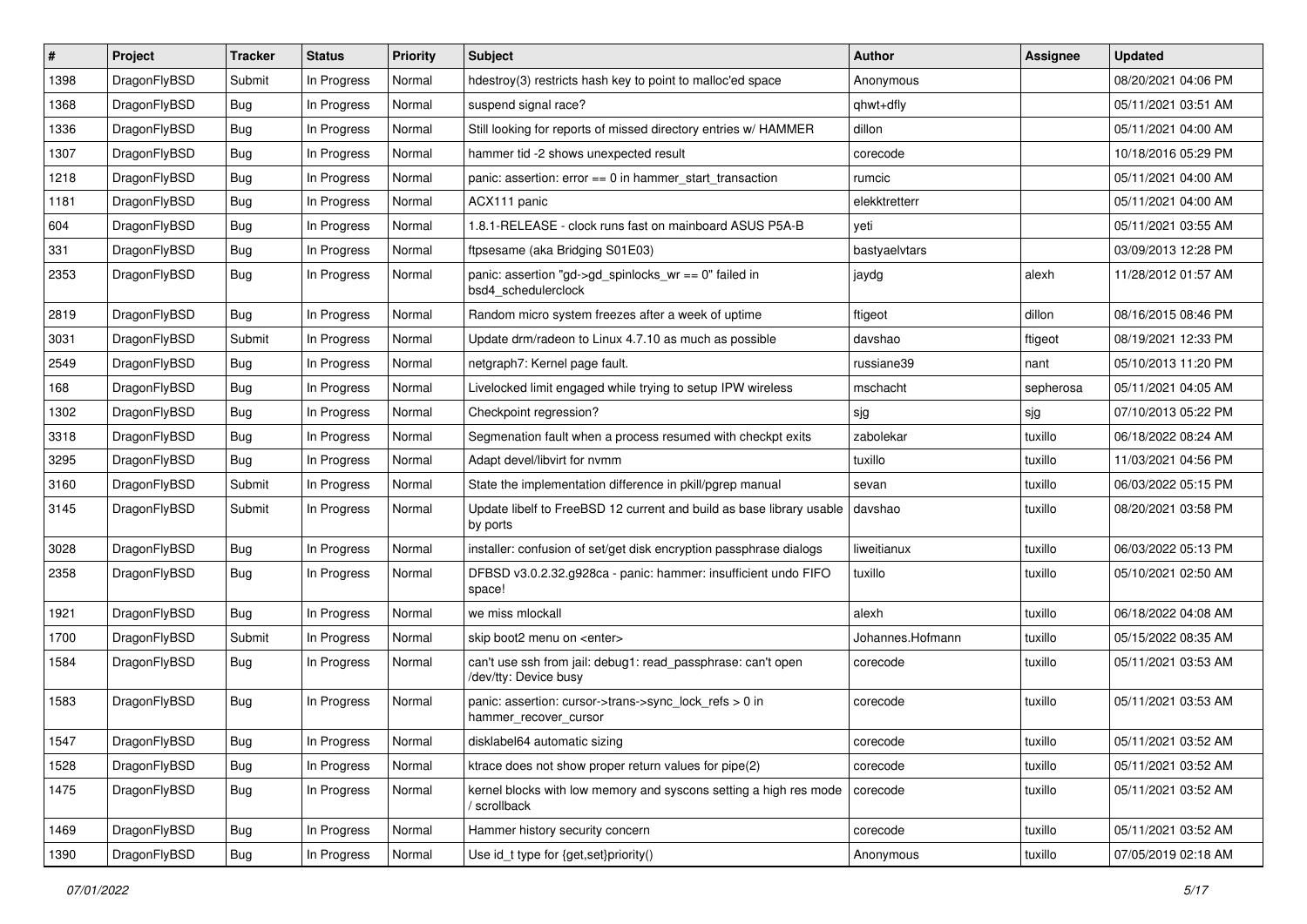| # | Project | Tracker | Status | Priority | Subject | Author | Assignee | Updated |
|---|---|---|---|---|---|---|---|---|
| 1398 | DragonFlyBSD | Submit | In Progress | Normal | hdestroy(3) restricts hash key to point to malloc'ed space | Anonymous | | 08/20/2021 04:06 PM |
| 1368 | DragonFlyBSD | Bug | In Progress | Normal | suspend signal race? | qhwt+dfly | | 05/11/2021 03:51 AM |
| 1336 | DragonFlyBSD | Bug | In Progress | Normal | Still looking for reports of missed directory entries w/ HAMMER | dillon | | 05/11/2021 04:00 AM |
| 1307 | DragonFlyBSD | Bug | In Progress | Normal | hammer tid -2 shows unexpected result | corecode | | 10/18/2016 05:29 PM |
| 1218 | DragonFlyBSD | Bug | In Progress | Normal | panic: assertion: error == 0 in hammer_start_transaction | rumcic | | 05/11/2021 04:00 AM |
| 1181 | DragonFlyBSD | Bug | In Progress | Normal | ACX111 panic | elekktretterr | | 05/11/2021 04:00 AM |
| 604 | DragonFlyBSD | Bug | In Progress | Normal | 1.8.1-RELEASE - clock runs fast on mainboard ASUS P5A-B | yeti | | 05/11/2021 03:55 AM |
| 331 | DragonFlyBSD | Bug | In Progress | Normal | ftpsesame (aka Bridging S01E03) | bastyaelvtars | | 03/09/2013 12:28 PM |
| 2353 | DragonFlyBSD | Bug | In Progress | Normal | panic: assertion "gd->gd_spinlocks_wr == 0" failed in bsd4_schedulerclock | jaydg | alexh | 11/28/2012 01:57 AM |
| 2819 | DragonFlyBSD | Bug | In Progress | Normal | Random micro system freezes after a week of uptime | ftigeot | dillon | 08/16/2015 08:46 PM |
| 3031 | DragonFlyBSD | Submit | In Progress | Normal | Update drm/radeon to Linux 4.7.10 as much as possible | davshao | ftigeot | 08/19/2021 12:33 PM |
| 2549 | DragonFlyBSD | Bug | In Progress | Normal | netgraph7: Kernel page fault. | russiane39 | nant | 05/10/2013 11:20 PM |
| 168 | DragonFlyBSD | Bug | In Progress | Normal | Livelocked limit engaged while trying to setup IPW wireless | mschacht | sepherosa | 05/11/2021 04:05 AM |
| 1302 | DragonFlyBSD | Bug | In Progress | Normal | Checkpoint regression? | sjg | sjg | 07/10/2013 05:22 PM |
| 3318 | DragonFlyBSD | Bug | In Progress | Normal | Segmenation fault when a process resumed with checkpt exits | zabolekar | tuxillo | 06/18/2022 08:24 AM |
| 3295 | DragonFlyBSD | Bug | In Progress | Normal | Adapt devel/libvirt for nvmm | tuxillo | tuxillo | 11/03/2021 04:56 PM |
| 3160 | DragonFlyBSD | Submit | In Progress | Normal | State the implementation difference in pkill/pgrep manual | sevan | tuxillo | 06/03/2022 05:15 PM |
| 3145 | DragonFlyBSD | Submit | In Progress | Normal | Update libelf to FreeBSD 12 current and build as base library usable by ports | davshao | tuxillo | 08/20/2021 03:58 PM |
| 3028 | DragonFlyBSD | Bug | In Progress | Normal | installer: confusion of set/get disk encryption passphrase dialogs | liweitianux | tuxillo | 06/03/2022 05:13 PM |
| 2358 | DragonFlyBSD | Bug | In Progress | Normal | DFBSD v3.0.2.32.g928ca - panic: hammer: insufficient undo FIFO space! | tuxillo | tuxillo | 05/10/2021 02:50 AM |
| 1921 | DragonFlyBSD | Bug | In Progress | Normal | we miss mlockall | alexh | tuxillo | 06/18/2022 04:08 AM |
| 1700 | DragonFlyBSD | Submit | In Progress | Normal | skip boot2 menu on <enter> | Johannes.Hofmann | tuxillo | 05/15/2022 08:35 AM |
| 1584 | DragonFlyBSD | Bug | In Progress | Normal | can't use ssh from jail: debug1: read_passphrase: can't open /dev/tty: Device busy | corecode | tuxillo | 05/11/2021 03:53 AM |
| 1583 | DragonFlyBSD | Bug | In Progress | Normal | panic: assertion: cursor->trans->sync_lock_refs > 0 in hammer_recover_cursor | corecode | tuxillo | 05/11/2021 03:53 AM |
| 1547 | DragonFlyBSD | Bug | In Progress | Normal | disklabel64 automatic sizing | corecode | tuxillo | 05/11/2021 03:52 AM |
| 1528 | DragonFlyBSD | Bug | In Progress | Normal | ktrace does not show proper return values for pipe(2) | corecode | tuxillo | 05/11/2021 03:52 AM |
| 1475 | DragonFlyBSD | Bug | In Progress | Normal | kernel blocks with low memory and syscons setting a high res mode / scrollback | corecode | tuxillo | 05/11/2021 03:52 AM |
| 1469 | DragonFlyBSD | Bug | In Progress | Normal | Hammer history security concern | corecode | tuxillo | 05/11/2021 03:52 AM |
| 1390 | DragonFlyBSD | Bug | In Progress | Normal | Use id_t type for {get,set}priority() | Anonymous | tuxillo | 07/05/2019 02:18 AM |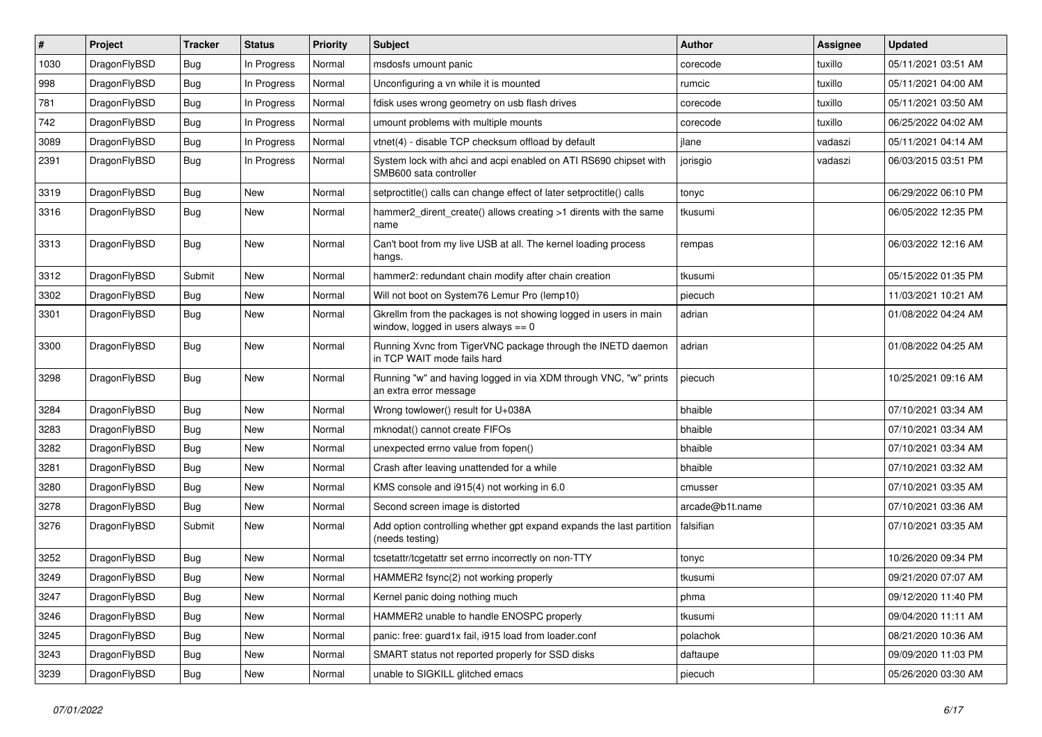| # | Project | Tracker | Status | Priority | Subject | Author | Assignee | Updated |
|---|---|---|---|---|---|---|---|---|
| 1030 | DragonFlyBSD | Bug | In Progress | Normal | msdosfs umount panic | corecode | tuxillo | 05/11/2021 03:51 AM |
| 998 | DragonFlyBSD | Bug | In Progress | Normal | Unconfiguring a vn while it is mounted | rumcic | tuxillo | 05/11/2021 04:00 AM |
| 781 | DragonFlyBSD | Bug | In Progress | Normal | fdisk uses wrong geometry on usb flash drives | corecode | tuxillo | 05/11/2021 03:50 AM |
| 742 | DragonFlyBSD | Bug | In Progress | Normal | umount problems with multiple mounts | corecode | tuxillo | 06/25/2022 04:02 AM |
| 3089 | DragonFlyBSD | Bug | In Progress | Normal | vtnet(4) - disable TCP checksum offload by default | jlane | vadaszi | 05/11/2021 04:14 AM |
| 2391 | DragonFlyBSD | Bug | In Progress | Normal | System lock with ahci and acpi enabled on ATI RS690 chipset with SMB600 sata controller | jorisgio | vadaszi | 06/03/2015 03:51 PM |
| 3319 | DragonFlyBSD | Bug | New | Normal | setproctitle() calls can change effect of later setproctitle() calls | tonyc | | 06/29/2022 06:10 PM |
| 3316 | DragonFlyBSD | Bug | New | Normal | hammer2_dirent_create() allows creating >1 dirents with the same name | tkusumi | | 06/05/2022 12:35 PM |
| 3313 | DragonFlyBSD | Bug | New | Normal | Can't boot from my live USB at all. The kernel loading process hangs. | rempas | | 06/03/2022 12:16 AM |
| 3312 | DragonFlyBSD | Submit | New | Normal | hammer2: redundant chain modify after chain creation | tkusumi | | 05/15/2022 01:35 PM |
| 3302 | DragonFlyBSD | Bug | New | Normal | Will not boot on System76 Lemur Pro (lemp10) | piecuch | | 11/03/2021 10:21 AM |
| 3301 | DragonFlyBSD | Bug | New | Normal | Gkrellm from the packages is not showing logged in users in main window, logged in users always == 0 | adrian | | 01/08/2022 04:24 AM |
| 3300 | DragonFlyBSD | Bug | New | Normal | Running Xvnc from TigerVNC package through the INETD daemon in TCP WAIT mode fails hard | adrian | | 01/08/2022 04:25 AM |
| 3298 | DragonFlyBSD | Bug | New | Normal | Running "w" and having logged in via XDM through VNC, "w" prints an extra error message | piecuch | | 10/25/2021 09:16 AM |
| 3284 | DragonFlyBSD | Bug | New | Normal | Wrong towlower() result for U+038A | bhaible | | 07/10/2021 03:34 AM |
| 3283 | DragonFlyBSD | Bug | New | Normal | mknodat() cannot create FIFOs | bhaible | | 07/10/2021 03:34 AM |
| 3282 | DragonFlyBSD | Bug | New | Normal | unexpected errno value from fopen() | bhaible | | 07/10/2021 03:34 AM |
| 3281 | DragonFlyBSD | Bug | New | Normal | Crash after leaving unattended for a while | bhaible | | 07/10/2021 03:32 AM |
| 3280 | DragonFlyBSD | Bug | New | Normal | KMS console and i915(4) not working in 6.0 | cmusser | | 07/10/2021 03:35 AM |
| 3278 | DragonFlyBSD | Bug | New | Normal | Second screen image is distorted | arcade@b1t.name | | 07/10/2021 03:36 AM |
| 3276 | DragonFlyBSD | Submit | New | Normal | Add option controlling whether gpt expand expands the last partition (needs testing) | falsifian | | 07/10/2021 03:35 AM |
| 3252 | DragonFlyBSD | Bug | New | Normal | tcsetattr/tcgetattr set errno incorrectly on non-TTY | tonyc | | 10/26/2020 09:34 PM |
| 3249 | DragonFlyBSD | Bug | New | Normal | HAMMER2 fsync(2) not working properly | tkusumi | | 09/21/2020 07:07 AM |
| 3247 | DragonFlyBSD | Bug | New | Normal | Kernel panic doing nothing much | phma | | 09/12/2020 11:40 PM |
| 3246 | DragonFlyBSD | Bug | New | Normal | HAMMER2 unable to handle ENOSPC properly | tkusumi | | 09/04/2020 11:11 AM |
| 3245 | DragonFlyBSD | Bug | New | Normal | panic: free: guard1x fail, i915 load from loader.conf | polachok | | 08/21/2020 10:36 AM |
| 3243 | DragonFlyBSD | Bug | New | Normal | SMART status not reported properly for SSD disks | daftaupe | | 09/09/2020 11:03 PM |
| 3239 | DragonFlyBSD | Bug | New | Normal | unable to SIGKILL glitched emacs | piecuch | | 05/26/2020 03:30 AM |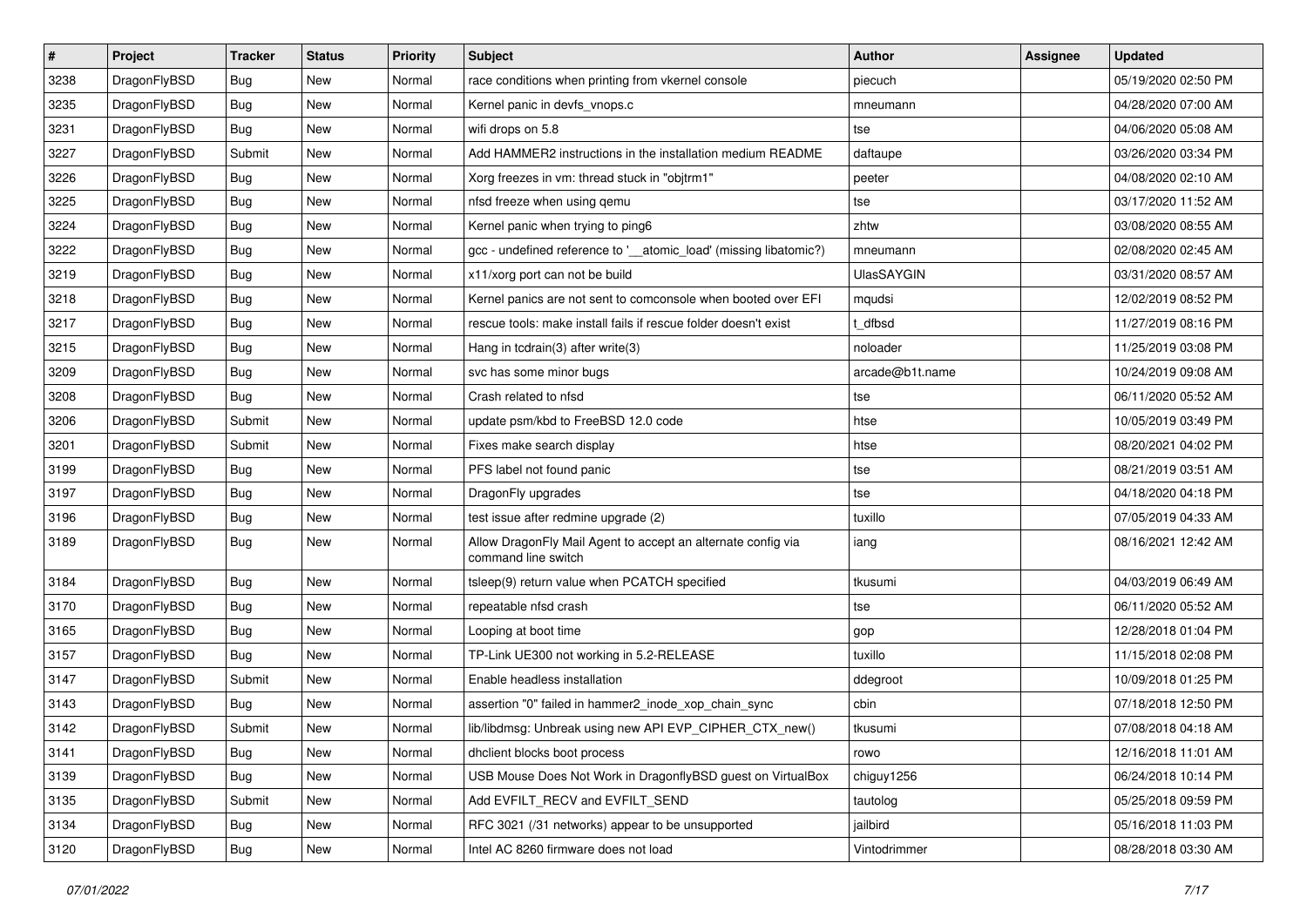| # | Project | Tracker | Status | Priority | Subject | Author | Assignee | Updated |
|---|---|---|---|---|---|---|---|---|
| 3238 | DragonFlyBSD | Bug | New | Normal | race conditions when printing from vkernel console | piecuch | | 05/19/2020 02:50 PM |
| 3235 | DragonFlyBSD | Bug | New | Normal | Kernel panic in devfs_vnops.c | mneumann | | 04/28/2020 07:00 AM |
| 3231 | DragonFlyBSD | Bug | New | Normal | wifi drops on 5.8 | tse | | 04/06/2020 05:08 AM |
| 3227 | DragonFlyBSD | Submit | New | Normal | Add HAMMER2 instructions in the installation medium README | daftaupe | | 03/26/2020 03:34 PM |
| 3226 | DragonFlyBSD | Bug | New | Normal | Xorg freezes in vm: thread stuck in "objtrm1" | peeter | | 04/08/2020 02:10 AM |
| 3225 | DragonFlyBSD | Bug | New | Normal | nfsd freeze when using qemu | tse | | 03/17/2020 11:52 AM |
| 3224 | DragonFlyBSD | Bug | New | Normal | Kernel panic when trying to ping6 | zhtw | | 03/08/2020 08:55 AM |
| 3222 | DragonFlyBSD | Bug | New | Normal | gcc - undefined reference to '__atomic_load' (missing libatomic?) | mneumann | | 02/08/2020 02:45 AM |
| 3219 | DragonFlyBSD | Bug | New | Normal | x11/xorg port can not be build | UlasSAYGIN | | 03/31/2020 08:57 AM |
| 3218 | DragonFlyBSD | Bug | New | Normal | Kernel panics are not sent to comconsole when booted over EFI | mqudsi | | 12/02/2019 08:52 PM |
| 3217 | DragonFlyBSD | Bug | New | Normal | rescue tools: make install fails if rescue folder doesn't exist | t_dfbsd | | 11/27/2019 08:16 PM |
| 3215 | DragonFlyBSD | Bug | New | Normal | Hang in tcdrain(3) after write(3) | noloader | | 11/25/2019 03:08 PM |
| 3209 | DragonFlyBSD | Bug | New | Normal | svc has some minor bugs | arcade@b1t.name | | 10/24/2019 09:08 AM |
| 3208 | DragonFlyBSD | Bug | New | Normal | Crash related to nfsd | tse | | 06/11/2020 05:52 AM |
| 3206 | DragonFlyBSD | Submit | New | Normal | update psm/kbd to FreeBSD 12.0 code | htse | | 10/05/2019 03:49 PM |
| 3201 | DragonFlyBSD | Submit | New | Normal | Fixes make search display | htse | | 08/20/2021 04:02 PM |
| 3199 | DragonFlyBSD | Bug | New | Normal | PFS label not found panic | tse | | 08/21/2019 03:51 AM |
| 3197 | DragonFlyBSD | Bug | New | Normal | DragonFly upgrades | tse | | 04/18/2020 04:18 PM |
| 3196 | DragonFlyBSD | Bug | New | Normal | test issue after redmine upgrade (2) | tuxillo | | 07/05/2019 04:33 AM |
| 3189 | DragonFlyBSD | Bug | New | Normal | Allow DragonFly Mail Agent to accept an alternate config via command line switch | iang | | 08/16/2021 12:42 AM |
| 3184 | DragonFlyBSD | Bug | New | Normal | tsleep(9) return value when PCATCH specified | tkusumi | | 04/03/2019 06:49 AM |
| 3170 | DragonFlyBSD | Bug | New | Normal | repeatable nfsd crash | tse | | 06/11/2020 05:52 AM |
| 3165 | DragonFlyBSD | Bug | New | Normal | Looping at boot time | gop | | 12/28/2018 01:04 PM |
| 3157 | DragonFlyBSD | Bug | New | Normal | TP-Link UE300 not working in 5.2-RELEASE | tuxillo | | 11/15/2018 02:08 PM |
| 3147 | DragonFlyBSD | Submit | New | Normal | Enable headless installation | ddegroot | | 10/09/2018 01:25 PM |
| 3143 | DragonFlyBSD | Bug | New | Normal | assertion "0" failed in hammer2_inode_xop_chain_sync | cbin | | 07/18/2018 12:50 PM |
| 3142 | DragonFlyBSD | Submit | New | Normal | lib/libdmsg: Unbreak using new API EVP_CIPHER_CTX_new() | tkusumi | | 07/08/2018 04:18 AM |
| 3141 | DragonFlyBSD | Bug | New | Normal | dhclient blocks boot process | rowo | | 12/16/2018 11:01 AM |
| 3139 | DragonFlyBSD | Bug | New | Normal | USB Mouse Does Not Work in DragonflyBSD guest on VirtualBox | chiguy1256 | | 06/24/2018 10:14 PM |
| 3135 | DragonFlyBSD | Submit | New | Normal | Add EVFILT_RECV and EVFILT_SEND | tautolog | | 05/25/2018 09:59 PM |
| 3134 | DragonFlyBSD | Bug | New | Normal | RFC 3021 (/31 networks) appear to be unsupported | jailbird | | 05/16/2018 11:03 PM |
| 3120 | DragonFlyBSD | Bug | New | Normal | Intel AC 8260 firmware does not load | Vintodrimmer | | 08/28/2018 03:30 AM |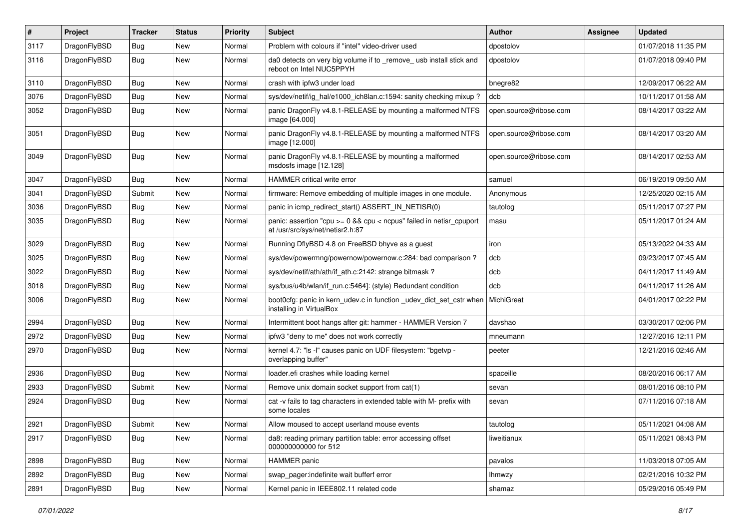| # | Project | Tracker | Status | Priority | Subject | Author | Assignee | Updated |
|---|---|---|---|---|---|---|---|---|
| 3117 | DragonFlyBSD | Bug | New | Normal | Problem with colours if "intel" video-driver used | dpostolov | | 01/07/2018 11:35 PM |
| 3116 | DragonFlyBSD | Bug | New | Normal | da0 detects on very big volume if to _remove_ usb install stick and reboot on Intel NUC5PPYH | dpostolov | | 01/07/2018 09:40 PM |
| 3110 | DragonFlyBSD | Bug | New | Normal | crash with ipfw3 under load | bnegre82 | | 12/09/2017 06:22 AM |
| 3076 | DragonFlyBSD | Bug | New | Normal | sys/dev/netif/ig_hal/e1000_ich8lan.c:1594: sanity checking mixup ? | dcb | | 10/11/2017 01:58 AM |
| 3052 | DragonFlyBSD | Bug | New | Normal | panic DragonFly v4.8.1-RELEASE by mounting a malformed NTFS image [64.000] | open.source@ribose.com | | 08/14/2017 03:22 AM |
| 3051 | DragonFlyBSD | Bug | New | Normal | panic DragonFly v4.8.1-RELEASE by mounting a malformed NTFS image [12.000] | open.source@ribose.com | | 08/14/2017 03:20 AM |
| 3049 | DragonFlyBSD | Bug | New | Normal | panic DragonFly v4.8.1-RELEASE by mounting a malformed msdosfs image [12.128] | open.source@ribose.com | | 08/14/2017 02:53 AM |
| 3047 | DragonFlyBSD | Bug | New | Normal | HAMMER critical write error | samuel | | 06/19/2019 09:50 AM |
| 3041 | DragonFlyBSD | Submit | New | Normal | firmware: Remove embedding of multiple images in one module. | Anonymous | | 12/25/2020 02:15 AM |
| 3036 | DragonFlyBSD | Bug | New | Normal | panic in icmp_redirect_start() ASSERT_IN_NETISR(0) | tautolog | | 05/11/2017 07:27 PM |
| 3035 | DragonFlyBSD | Bug | New | Normal | panic: assertion "cpu >= 0 && cpu < ncpus" failed in netisr_cpuport at /usr/src/sys/net/netisr2.h:87 | masu | | 05/11/2017 01:24 AM |
| 3029 | DragonFlyBSD | Bug | New | Normal | Running DflyBSD 4.8 on FreeBSD bhyve as a guest | iron | | 05/13/2022 04:33 AM |
| 3025 | DragonFlyBSD | Bug | New | Normal | sys/dev/powermng/powernow/powernow.c:284: bad comparison ? | dcb | | 09/23/2017 07:45 AM |
| 3022 | DragonFlyBSD | Bug | New | Normal | sys/dev/netif/ath/ath/if_ath.c:2142: strange bitmask ? | dcb | | 04/11/2017 11:49 AM |
| 3018 | DragonFlyBSD | Bug | New | Normal | sys/bus/u4b/wlan/if_run.c:5464]: (style) Redundant condition | dcb | | 04/11/2017 11:26 AM |
| 3006 | DragonFlyBSD | Bug | New | Normal | boot0cfg: panic in kern_udev.c in function _udev_dict_set_cstr when installing in VirtualBox | MichiGreat | | 04/01/2017 02:22 PM |
| 2994 | DragonFlyBSD | Bug | New | Normal | Intermittent boot hangs after git: hammer - HAMMER Version 7 | davshao | | 03/30/2017 02:06 PM |
| 2972 | DragonFlyBSD | Bug | New | Normal | ipfw3 "deny to me" does not work correctly | mneumann | | 12/27/2016 12:11 PM |
| 2970 | DragonFlyBSD | Bug | New | Normal | kernel 4.7: "ls -l" causes panic on UDF filesystem: "bgetvp - overlapping buffer" | peeter | | 12/21/2016 02:46 AM |
| 2936 | DragonFlyBSD | Bug | New | Normal | loader.efi crashes while loading kernel | spaceille | | 08/20/2016 06:17 AM |
| 2933 | DragonFlyBSD | Submit | New | Normal | Remove unix domain socket support from cat(1) | sevan | | 08/01/2016 08:10 PM |
| 2924 | DragonFlyBSD | Bug | New | Normal | cat -v fails to tag characters in extended table with M- prefix with some locales | sevan | | 07/11/2016 07:18 AM |
| 2921 | DragonFlyBSD | Submit | New | Normal | Allow moused to accept userland mouse events | tautolog | | 05/11/2021 04:08 AM |
| 2917 | DragonFlyBSD | Bug | New | Normal | da8: reading primary partition table: error accessing offset 000000000000 for 512 | liweitianux | | 05/11/2021 08:43 PM |
| 2898 | DragonFlyBSD | Bug | New | Normal | HAMMER panic | pavalos | | 11/03/2018 07:05 AM |
| 2892 | DragonFlyBSD | Bug | New | Normal | swap_pager:indefinite wait bufferf error | lhmwzy | | 02/21/2016 10:32 PM |
| 2891 | DragonFlyBSD | Bug | New | Normal | Kernel panic in IEEE802.11 related code | shamaz | | 05/29/2016 05:49 PM |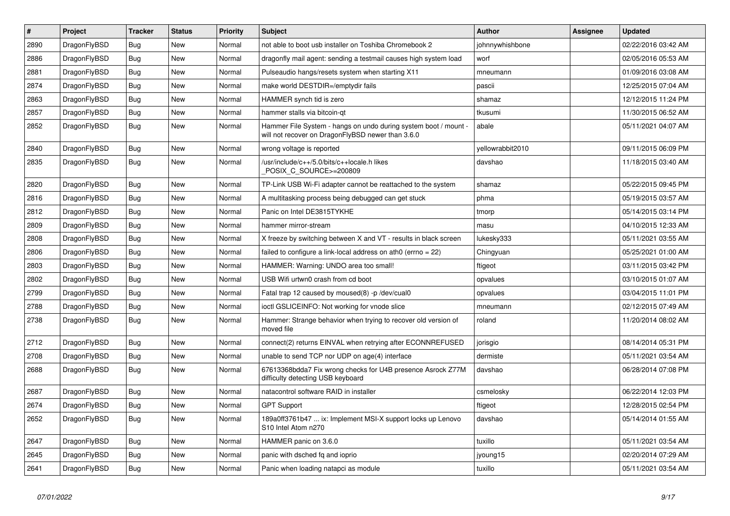| # | Project | Tracker | Status | Priority | Subject | Author | Assignee | Updated |
|---|---|---|---|---|---|---|---|---|
| 2890 | DragonFlyBSD | Bug | New | Normal | not able to boot usb installer on Toshiba Chromebook 2 | johnnywhishbone | | 02/22/2016 03:42 AM |
| 2886 | DragonFlyBSD | Bug | New | Normal | dragonfly mail agent: sending a testmail causes high system load | worf | | 02/05/2016 05:53 AM |
| 2881 | DragonFlyBSD | Bug | New | Normal | Pulseaudio hangs/resets system when starting X11 | mneumann | | 01/09/2016 03:08 AM |
| 2874 | DragonFlyBSD | Bug | New | Normal | make world DESTDIR=/emptydir fails | pascii | | 12/25/2015 07:04 AM |
| 2863 | DragonFlyBSD | Bug | New | Normal | HAMMER synch tid is zero | shamaz | | 12/12/2015 11:24 PM |
| 2857 | DragonFlyBSD | Bug | New | Normal | hammer stalls via bitcoin-qt | tkusumi | | 11/30/2015 06:52 AM |
| 2852 | DragonFlyBSD | Bug | New | Normal | Hammer File System - hangs on undo during system boot / mount - will not recover on DragonFlyBSD newer than 3.6.0 | abale | | 05/11/2021 04:07 AM |
| 2840 | DragonFlyBSD | Bug | New | Normal | wrong voltage is reported | yellowrabbit2010 | | 09/11/2015 06:09 PM |
| 2835 | DragonFlyBSD | Bug | New | Normal | /usr/include/c++/5.0/bits/c++locale.h likes _POSIX_C_SOURCE>=200809 | davshao | | 11/18/2015 03:40 AM |
| 2820 | DragonFlyBSD | Bug | New | Normal | TP-Link USB Wi-Fi adapter cannot be reattached to the system | shamaz | | 05/22/2015 09:45 PM |
| 2816 | DragonFlyBSD | Bug | New | Normal | A multitasking process being debugged can get stuck | phma | | 05/19/2015 03:57 AM |
| 2812 | DragonFlyBSD | Bug | New | Normal | Panic on Intel DE3815TYKHE | tmorp | | 05/14/2015 03:14 PM |
| 2809 | DragonFlyBSD | Bug | New | Normal | hammer mirror-stream | masu | | 04/10/2015 12:33 AM |
| 2808 | DragonFlyBSD | Bug | New | Normal | X freeze by switching between X and VT - results in black screen | lukesky333 | | 05/11/2021 03:55 AM |
| 2806 | DragonFlyBSD | Bug | New | Normal | failed to configure a link-local address on ath0 (errno = 22) | Chingyuan | | 05/25/2021 01:00 AM |
| 2803 | DragonFlyBSD | Bug | New | Normal | HAMMER: Warning: UNDO area too small! | ftigeot | | 03/11/2015 03:42 PM |
| 2802 | DragonFlyBSD | Bug | New | Normal | USB Wifi urtwn0 crash from cd boot | opvalues | | 03/10/2015 01:07 AM |
| 2799 | DragonFlyBSD | Bug | New | Normal | Fatal trap 12 caused by moused(8) -p /dev/cual0 | opvalues | | 03/04/2015 11:01 PM |
| 2788 | DragonFlyBSD | Bug | New | Normal | ioctl GSLICEINFO: Not working for vnode slice | mneumann | | 02/12/2015 07:49 AM |
| 2738 | DragonFlyBSD | Bug | New | Normal | Hammer: Strange behavior when trying to recover old version of moved file | roland | | 11/20/2014 08:02 AM |
| 2712 | DragonFlyBSD | Bug | New | Normal | connect(2) returns EINVAL when retrying after ECONNREFUSED | jorisgio | | 08/14/2014 05:31 PM |
| 2708 | DragonFlyBSD | Bug | New | Normal | unable to send TCP nor UDP on age(4) interface | dermiste | | 05/11/2021 03:54 AM |
| 2688 | DragonFlyBSD | Bug | New | Normal | 67613368bdda7 Fix wrong checks for U4B presence Asrock Z77M difficulty detecting USB keyboard | davshao | | 06/28/2014 07:08 PM |
| 2687 | DragonFlyBSD | Bug | New | Normal | natacontrol software RAID in installer | csmelosky | | 06/22/2014 12:03 PM |
| 2674 | DragonFlyBSD | Bug | New | Normal | GPT Support | ftigeot | | 12/28/2015 02:54 PM |
| 2652 | DragonFlyBSD | Bug | New | Normal | 189a0ff3761b47 ... ix: Implement MSI-X support locks up Lenovo S10 Intel Atom n270 | davshao | | 05/14/2014 01:55 AM |
| 2647 | DragonFlyBSD | Bug | New | Normal | HAMMER panic on 3.6.0 | tuxillo | | 05/11/2021 03:54 AM |
| 2645 | DragonFlyBSD | Bug | New | Normal | panic with dsched fq and ioprio | jyoung15 | | 02/20/2014 07:29 AM |
| 2641 | DragonFlyBSD | Bug | New | Normal | Panic when loading natapci as module | tuxillo | | 05/11/2021 03:54 AM |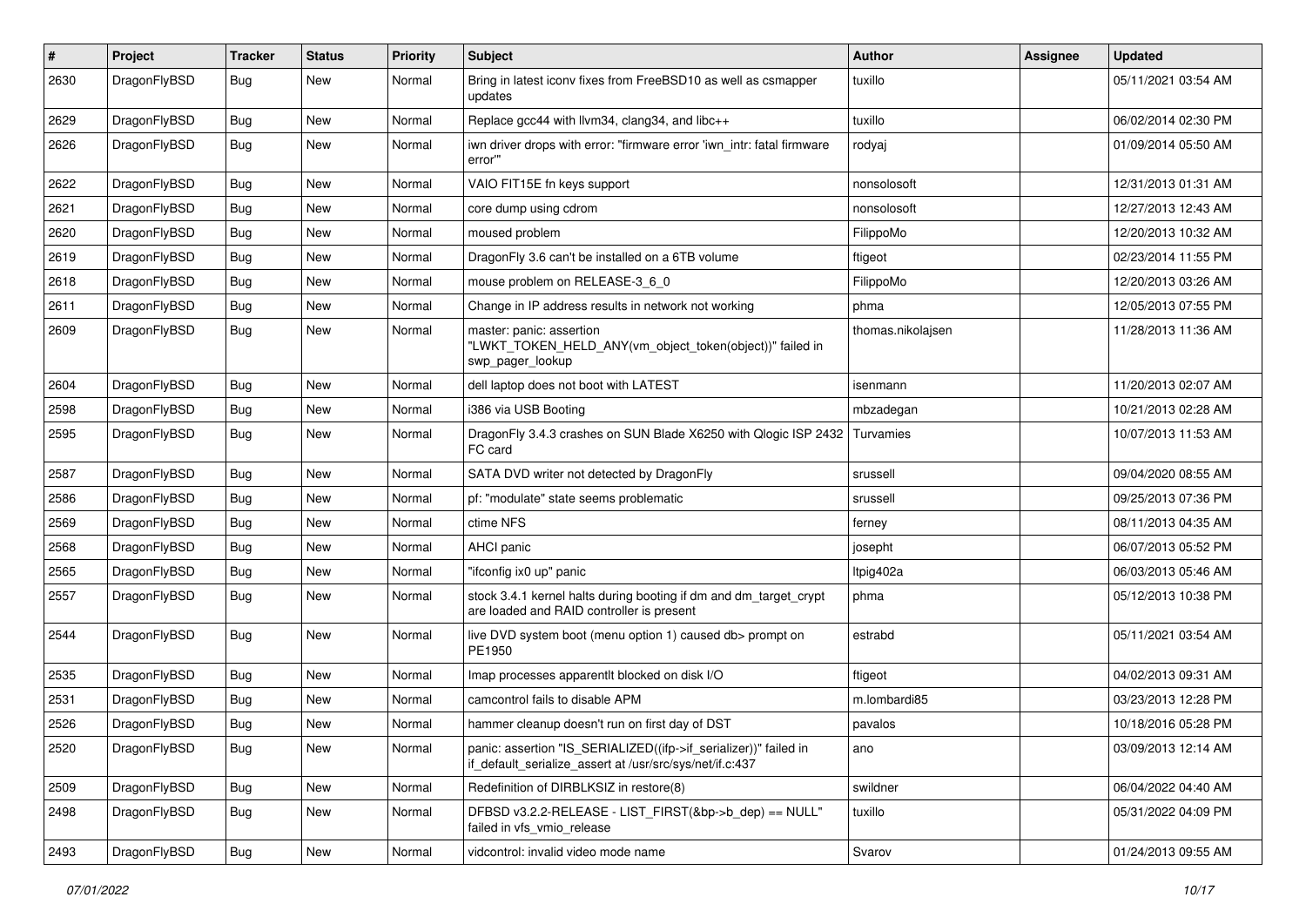| # | Project | Tracker | Status | Priority | Subject | Author | Assignee | Updated |
|---|---|---|---|---|---|---|---|---|
| 2630 | DragonFlyBSD | Bug | New | Normal | Bring in latest iconv fixes from FreeBSD10 as well as csmapper updates | tuxillo | | 05/11/2021 03:54 AM |
| 2629 | DragonFlyBSD | Bug | New | Normal | Replace gcc44 with llvm34, clang34, and libc++ | tuxillo | | 06/02/2014 02:30 PM |
| 2626 | DragonFlyBSD | Bug | New | Normal | iwn driver drops with error: "firmware error 'iwn_intr: fatal firmware error'" | rodyaj | | 01/09/2014 05:50 AM |
| 2622 | DragonFlyBSD | Bug | New | Normal | VAIO FIT15E fn keys support | nonsolosoft | | 12/31/2013 01:31 AM |
| 2621 | DragonFlyBSD | Bug | New | Normal | core dump using cdrom | nonsolosoft | | 12/27/2013 12:43 AM |
| 2620 | DragonFlyBSD | Bug | New | Normal | moused problem | FilippoMo | | 12/20/2013 10:32 AM |
| 2619 | DragonFlyBSD | Bug | New | Normal | DragonFly 3.6 can't be installed on a 6TB volume | ftigeot | | 02/23/2014 11:55 PM |
| 2618 | DragonFlyBSD | Bug | New | Normal | mouse problem on RELEASE-3_6_0 | FilippoMo | | 12/20/2013 03:26 AM |
| 2611 | DragonFlyBSD | Bug | New | Normal | Change in IP address results in network not working | phma | | 12/05/2013 07:55 PM |
| 2609 | DragonFlyBSD | Bug | New | Normal | master: panic: assertion "LWKT_TOKEN_HELD_ANY(vm_object_token(object))" failed in swp_pager_lookup | thomas.nikolajsen | | 11/28/2013 11:36 AM |
| 2604 | DragonFlyBSD | Bug | New | Normal | dell laptop does not boot with LATEST | isenmann | | 11/20/2013 02:07 AM |
| 2598 | DragonFlyBSD | Bug | New | Normal | i386 via USB Booting | mbzadegan | | 10/21/2013 02:28 AM |
| 2595 | DragonFlyBSD | Bug | New | Normal | DragonFly 3.4.3 crashes on SUN Blade X6250 with Qlogic ISP 2432 FC card | Turvamies | | 10/07/2013 11:53 AM |
| 2587 | DragonFlyBSD | Bug | New | Normal | SATA DVD writer not detected by DragonFly | srussell | | 09/04/2020 08:55 AM |
| 2586 | DragonFlyBSD | Bug | New | Normal | pf: "modulate" state seems problematic | srussell | | 09/25/2013 07:36 PM |
| 2569 | DragonFlyBSD | Bug | New | Normal | ctime NFS | ferney | | 08/11/2013 04:35 AM |
| 2568 | DragonFlyBSD | Bug | New | Normal | AHCI panic | josepht | | 06/07/2013 05:52 PM |
| 2565 | DragonFlyBSD | Bug | New | Normal | "ifconfig ix0 up" panic | ltpig402a | | 06/03/2013 05:46 AM |
| 2557 | DragonFlyBSD | Bug | New | Normal | stock 3.4.1 kernel halts during booting if dm and dm_target_crypt are loaded and RAID controller is present | phma | | 05/12/2013 10:38 PM |
| 2544 | DragonFlyBSD | Bug | New | Normal | live DVD system boot (menu option 1) caused db> prompt on PE1950 | estrabd | | 05/11/2021 03:54 AM |
| 2535 | DragonFlyBSD | Bug | New | Normal | Imap processes apparentlt blocked on disk I/O | ftigeot | | 04/02/2013 09:31 AM |
| 2531 | DragonFlyBSD | Bug | New | Normal | camcontrol fails to disable APM | m.lombardi85 | | 03/23/2013 12:28 PM |
| 2526 | DragonFlyBSD | Bug | New | Normal | hammer cleanup doesn't run on first day of DST | pavalos | | 10/18/2016 05:28 PM |
| 2520 | DragonFlyBSD | Bug | New | Normal | panic: assertion "IS_SERIALIZED((ifp->if_serializer))" failed in if_default_serialize_assert at /usr/src/sys/net/if.c:437 | ano | | 03/09/2013 12:14 AM |
| 2509 | DragonFlyBSD | Bug | New | Normal | Redefinition of DIRBLKSIZ in restore(8) | swildner | | 06/04/2022 04:40 AM |
| 2498 | DragonFlyBSD | Bug | New | Normal | DFBSD v3.2.2-RELEASE - LIST_FIRST(&bp->b_dep) == NULL" failed in vfs_vmio_release | tuxillo | | 05/31/2022 04:09 PM |
| 2493 | DragonFlyBSD | Bug | New | Normal | vidcontrol: invalid video mode name | Svarov | | 01/24/2013 09:55 AM |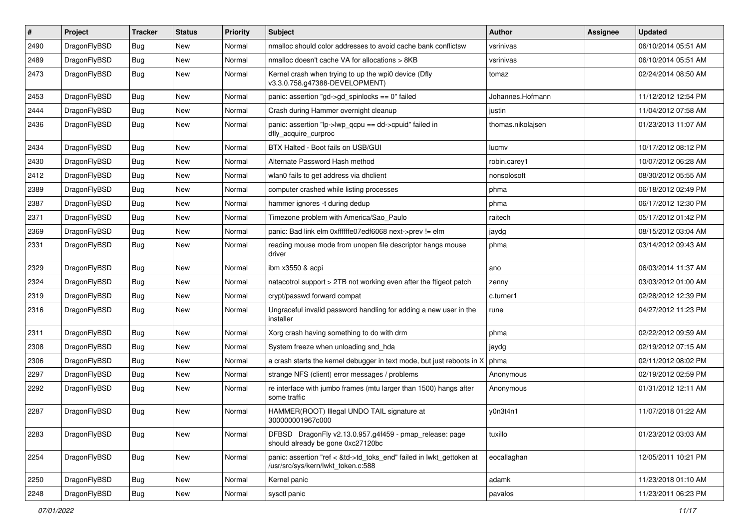| # | Project | Tracker | Status | Priority | Subject | Author | Assignee | Updated |
|---|---|---|---|---|---|---|---|---|
| 2490 | DragonFlyBSD | Bug | New | Normal | nmalloc should color addresses to avoid cache bank conflictsw | vsrinivas | | 06/10/2014 05:51 AM |
| 2489 | DragonFlyBSD | Bug | New | Normal | nmalloc doesn't cache VA for allocations > 8KB | vsrinivas | | 06/10/2014 05:51 AM |
| 2473 | DragonFlyBSD | Bug | New | Normal | Kernel crash when trying to up the wpi0 device (Dfly v3.3.0.758.g47388-DEVELOPMENT) | tomaz | | 02/24/2014 08:50 AM |
| 2453 | DragonFlyBSD | Bug | New | Normal | panic: assertion "gd->gd_spinlocks == 0" failed | Johannes.Hofmann | | 11/12/2012 12:54 PM |
| 2444 | DragonFlyBSD | Bug | New | Normal | Crash during Hammer overnight cleanup | justin | | 11/04/2012 07:58 AM |
| 2436 | DragonFlyBSD | Bug | New | Normal | panic: assertion "lp->lwp_qcpu == dd->cpuid" failed in dfly_acquire_curproc | thomas.nikolajsen | | 01/23/2013 11:07 AM |
| 2434 | DragonFlyBSD | Bug | New | Normal | BTX Halted - Boot fails on USB/GUI | lucmv | | 10/17/2012 08:12 PM |
| 2430 | DragonFlyBSD | Bug | New | Normal | Alternate Password Hash method | robin.carey1 | | 10/07/2012 06:28 AM |
| 2412 | DragonFlyBSD | Bug | New | Normal | wlan0 fails to get address via dhclient | nonsolosoft | | 08/30/2012 05:55 AM |
| 2389 | DragonFlyBSD | Bug | New | Normal | computer crashed while listing processes | phma | | 06/18/2012 02:49 PM |
| 2387 | DragonFlyBSD | Bug | New | Normal | hammer ignores -t during dedup | phma | | 06/17/2012 12:30 PM |
| 2371 | DragonFlyBSD | Bug | New | Normal | Timezone problem with America/Sao_Paulo | raitech | | 05/17/2012 01:42 PM |
| 2369 | DragonFlyBSD | Bug | New | Normal | panic: Bad link elm 0xffffffe07edf6068 next->prev != elm | jaydg | | 08/15/2012 03:04 AM |
| 2331 | DragonFlyBSD | Bug | New | Normal | reading mouse mode from unopen file descriptor hangs mouse driver | phma | | 03/14/2012 09:43 AM |
| 2329 | DragonFlyBSD | Bug | New | Normal | ibm x3550 & acpi | ano | | 06/03/2014 11:37 AM |
| 2324 | DragonFlyBSD | Bug | New | Normal | natacotrol support > 2TB not working even after the ftigeot patch | zenny | | 03/03/2012 01:00 AM |
| 2319 | DragonFlyBSD | Bug | New | Normal | crypt/passwd forward compat | c.turner1 | | 02/28/2012 12:39 PM |
| 2316 | DragonFlyBSD | Bug | New | Normal | Ungraceful invalid password handling for adding a new user in the installer | rune | | 04/27/2012 11:23 PM |
| 2311 | DragonFlyBSD | Bug | New | Normal | Xorg crash having something to do with drm | phma | | 02/22/2012 09:59 AM |
| 2308 | DragonFlyBSD | Bug | New | Normal | System freeze when unloading snd_hda | jaydg | | 02/19/2012 07:15 AM |
| 2306 | DragonFlyBSD | Bug | New | Normal | a crash starts the kernel debugger in text mode, but just reboots in X | phma | | 02/11/2012 08:02 PM |
| 2297 | DragonFlyBSD | Bug | New | Normal | strange NFS (client) error messages / problems | Anonymous | | 02/19/2012 02:59 PM |
| 2292 | DragonFlyBSD | Bug | New | Normal | re interface with jumbo frames (mtu larger than 1500) hangs after some traffic | Anonymous | | 01/31/2012 12:11 AM |
| 2287 | DragonFlyBSD | Bug | New | Normal | HAMMER(ROOT) Illegal UNDO TAIL signature at 300000001967c000 | y0n3t4n1 | | 11/07/2018 01:22 AM |
| 2283 | DragonFlyBSD | Bug | New | Normal | DFBSD DragonFly v2.13.0.957.g4f459 - pmap_release: page should already be gone 0xc27120bc | tuxillo | | 01/23/2012 03:03 AM |
| 2254 | DragonFlyBSD | Bug | New | Normal | panic: assertion "ref < &td->td_toks_end" failed in lwkt_gettoken at /usr/src/sys/kern/lwkt_token.c:588 | eocallaghan | | 12/05/2011 10:21 PM |
| 2250 | DragonFlyBSD | Bug | New | Normal | Kernel panic | adamk | | 11/23/2018 01:10 AM |
| 2248 | DragonFlyBSD | Bug | New | Normal | sysctl panic | pavalos | | 11/23/2011 06:23 PM |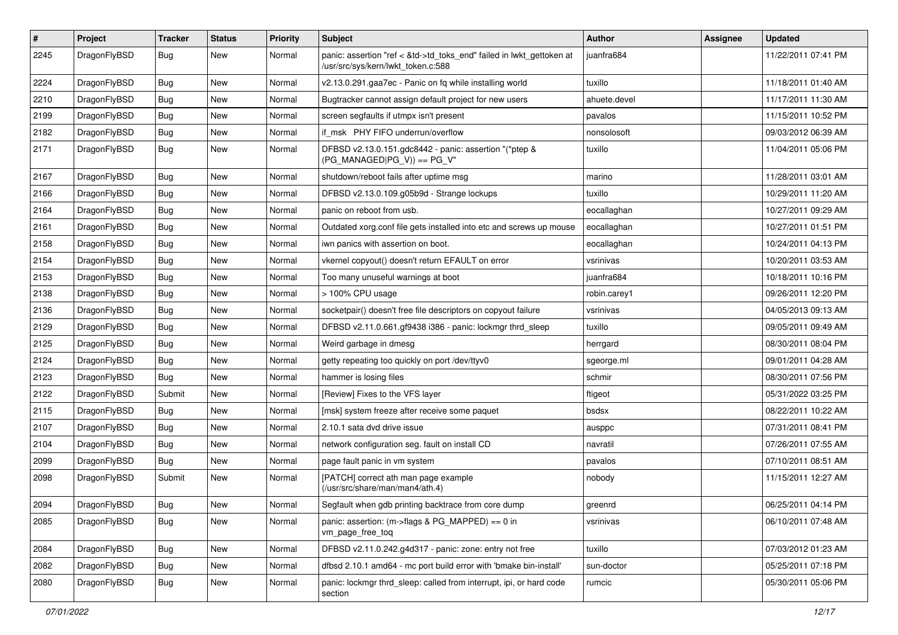| # | Project | Tracker | Status | Priority | Subject | Author | Assignee | Updated |
|---|---|---|---|---|---|---|---|---|
| 2245 | DragonFlyBSD | Bug | New | Normal | panic: assertion "ref < &td->td_toks_end" failed in lwkt_gettoken at /usr/src/sys/kern/lwkt_token.c:588 | juanfra684 | | 11/22/2011 07:41 PM |
| 2224 | DragonFlyBSD | Bug | New | Normal | v2.13.0.291.gaa7ec - Panic on fq while installing world | tuxillo | | 11/18/2011 01:40 AM |
| 2210 | DragonFlyBSD | Bug | New | Normal | Bugtracker cannot assign default project for new users | ahuete.devel | | 11/17/2011 11:30 AM |
| 2199 | DragonFlyBSD | Bug | New | Normal | screen segfaults if utmpx isn't present | pavalos | | 11/15/2011 10:52 PM |
| 2182 | DragonFlyBSD | Bug | New | Normal | if_msk PHY FIFO underrun/overflow | nonsolosoft | | 09/03/2012 06:39 AM |
| 2171 | DragonFlyBSD | Bug | New | Normal | DFBSD v2.13.0.151.gdc8442 - panic: assertion "(*ptep & (PG_MANAGED\|PG_V)) == PG_V" | tuxillo | | 11/04/2011 05:06 PM |
| 2167 | DragonFlyBSD | Bug | New | Normal | shutdown/reboot fails after uptime msg | marino | | 11/28/2011 03:01 AM |
| 2166 | DragonFlyBSD | Bug | New | Normal | DFBSD v2.13.0.109.g05b9d - Strange lockups | tuxillo | | 10/29/2011 11:20 AM |
| 2164 | DragonFlyBSD | Bug | New | Normal | panic on reboot from usb. | eocallaghan | | 10/27/2011 09:29 AM |
| 2161 | DragonFlyBSD | Bug | New | Normal | Outdated xorg.conf file gets installed into etc and screws up mouse | eocallaghan | | 10/27/2011 01:51 PM |
| 2158 | DragonFlyBSD | Bug | New | Normal | iwn panics with assertion on boot. | eocallaghan | | 10/24/2011 04:13 PM |
| 2154 | DragonFlyBSD | Bug | New | Normal | vkernel copyout() doesn't return EFAULT on error | vsrinivas | | 10/20/2011 03:53 AM |
| 2153 | DragonFlyBSD | Bug | New | Normal | Too many unuseful warnings at boot | juanfra684 | | 10/18/2011 10:16 PM |
| 2138 | DragonFlyBSD | Bug | New | Normal | > 100% CPU usage | robin.carey1 | | 09/26/2011 12:20 PM |
| 2136 | DragonFlyBSD | Bug | New | Normal | socketpair() doesn't free file descriptors on copyout failure | vsrinivas | | 04/05/2013 09:13 AM |
| 2129 | DragonFlyBSD | Bug | New | Normal | DFBSD v2.11.0.661.gf9438 i386 - panic: lockmgr thrd_sleep | tuxillo | | 09/05/2011 09:49 AM |
| 2125 | DragonFlyBSD | Bug | New | Normal | Weird garbage in dmesg | herrgard | | 08/30/2011 08:04 PM |
| 2124 | DragonFlyBSD | Bug | New | Normal | getty repeating too quickly on port /dev/ttyv0 | sgeorge.ml | | 09/01/2011 04:28 AM |
| 2123 | DragonFlyBSD | Bug | New | Normal | hammer is losing files | schmir | | 08/30/2011 07:56 PM |
| 2122 | DragonFlyBSD | Submit | New | Normal | [Review] Fixes to the VFS layer | ftigeot | | 05/31/2022 03:25 PM |
| 2115 | DragonFlyBSD | Bug | New | Normal | [msk] system freeze after receive some paquet | bsdsx | | 08/22/2011 10:22 AM |
| 2107 | DragonFlyBSD | Bug | New | Normal | 2.10.1 sata dvd drive issue | ausppc | | 07/31/2011 08:41 PM |
| 2104 | DragonFlyBSD | Bug | New | Normal | network configuration seg. fault on install CD | navratil | | 07/26/2011 07:55 AM |
| 2099 | DragonFlyBSD | Bug | New | Normal | page fault panic in vm system | pavalos | | 07/10/2011 08:51 AM |
| 2098 | DragonFlyBSD | Submit | New | Normal | [PATCH] correct ath man page example (/usr/src/share/man/man4/ath.4) | nobody | | 11/15/2011 12:27 AM |
| 2094 | DragonFlyBSD | Bug | New | Normal | Segfault when gdb printing backtrace from core dump | greenrd | | 06/25/2011 04:14 PM |
| 2085 | DragonFlyBSD | Bug | New | Normal | panic: assertion: (m->flags & PG_MAPPED) == 0 in vm_page_free_toq | vsrinivas | | 06/10/2011 07:48 AM |
| 2084 | DragonFlyBSD | Bug | New | Normal | DFBSD v2.11.0.242.g4d317 - panic: zone: entry not free | tuxillo | | 07/03/2012 01:23 AM |
| 2082 | DragonFlyBSD | Bug | New | Normal | dfbsd 2.10.1 amd64 - mc port build error with 'bmake bin-install' | sun-doctor | | 05/25/2011 07:18 PM |
| 2080 | DragonFlyBSD | Bug | New | Normal | panic: lockmgr thrd_sleep: called from interrupt, ipi, or hard code section | rumcic | | 05/30/2011 05:06 PM |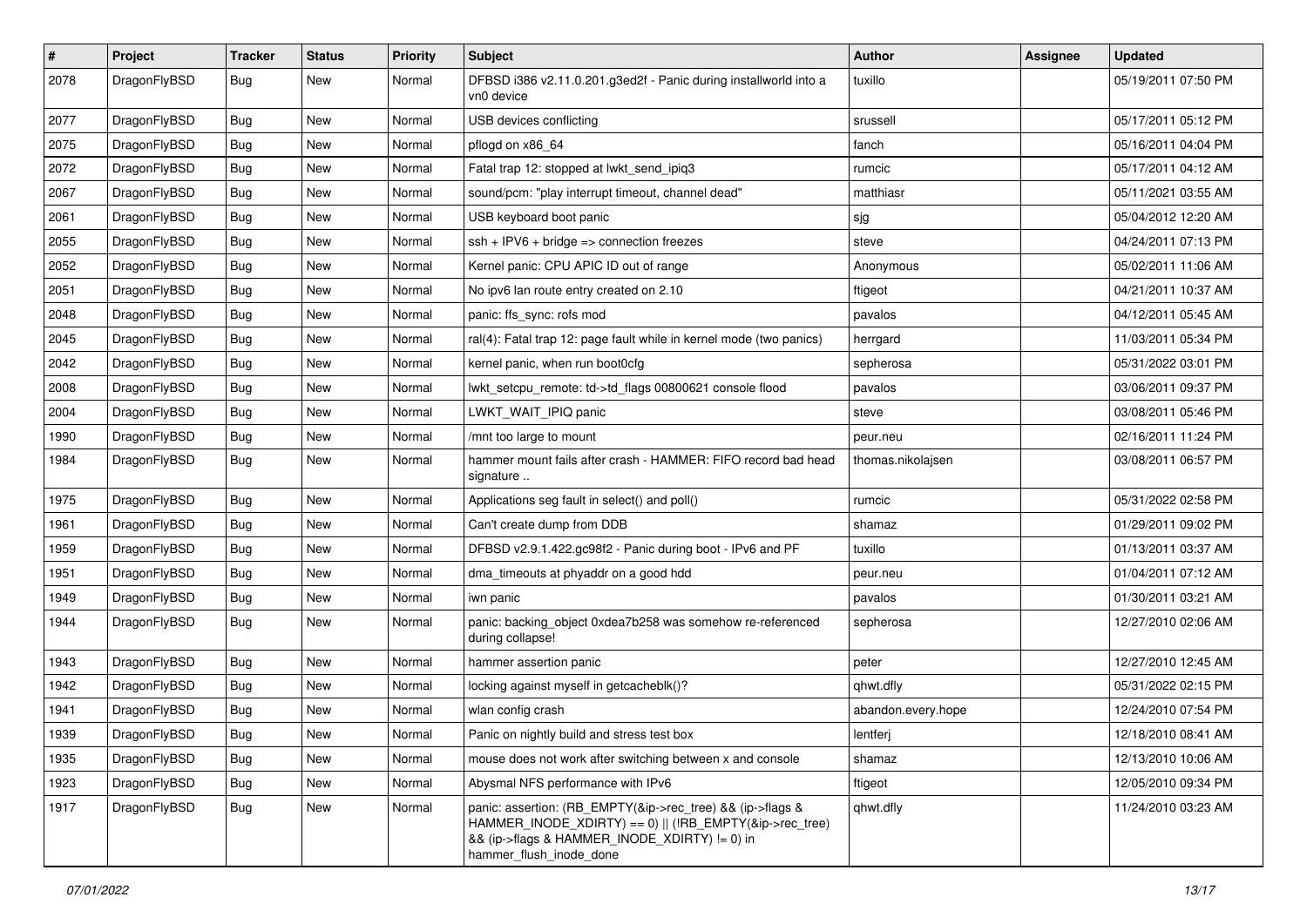| # | Project | Tracker | Status | Priority | Subject | Author | Assignee | Updated |
|---|---|---|---|---|---|---|---|---|
| 2078 | DragonFlyBSD | Bug | New | Normal | DFBSD i386 v2.11.0.201.g3ed2f - Panic during installworld into a vn0 device | tuxillo | | 05/19/2011 07:50 PM |
| 2077 | DragonFlyBSD | Bug | New | Normal | USB devices conflicting | srussell | | 05/17/2011 05:12 PM |
| 2075 | DragonFlyBSD | Bug | New | Normal | pflogd on x86_64 | fanch | | 05/16/2011 04:04 PM |
| 2072 | DragonFlyBSD | Bug | New | Normal | Fatal trap 12: stopped at lwkt_send_ipiq3 | rumcic | | 05/17/2011 04:12 AM |
| 2067 | DragonFlyBSD | Bug | New | Normal | sound/pcm: "play interrupt timeout, channel dead" | matthiasr | | 05/11/2021 03:55 AM |
| 2061 | DragonFlyBSD | Bug | New | Normal | USB keyboard boot panic | sjg | | 05/04/2012 12:20 AM |
| 2055 | DragonFlyBSD | Bug | New | Normal | ssh + IPV6 + bridge => connection freezes | steve | | 04/24/2011 07:13 PM |
| 2052 | DragonFlyBSD | Bug | New | Normal | Kernel panic: CPU APIC ID out of range | Anonymous | | 05/02/2011 11:06 AM |
| 2051 | DragonFlyBSD | Bug | New | Normal | No ipv6 lan route entry created on 2.10 | ftigeot | | 04/21/2011 10:37 AM |
| 2048 | DragonFlyBSD | Bug | New | Normal | panic: ffs_sync: rofs mod | pavalos | | 04/12/2011 05:45 AM |
| 2045 | DragonFlyBSD | Bug | New | Normal | ral(4): Fatal trap 12: page fault while in kernel mode (two panics) | herrgard | | 11/03/2011 05:34 PM |
| 2042 | DragonFlyBSD | Bug | New | Normal | kernel panic, when run boot0cfg | sepherosa | | 05/31/2022 03:01 PM |
| 2008 | DragonFlyBSD | Bug | New | Normal | lwkt_setcpu_remote: td->td_flags 00800621 console flood | pavalos | | 03/06/2011 09:37 PM |
| 2004 | DragonFlyBSD | Bug | New | Normal | LWKT_WAIT_IPIQ panic | steve | | 03/08/2011 05:46 PM |
| 1990 | DragonFlyBSD | Bug | New | Normal | /mnt too large to mount | peur.neu | | 02/16/2011 11:24 PM |
| 1984 | DragonFlyBSD | Bug | New | Normal | hammer mount fails after crash - HAMMER: FIFO record bad head signature .. | thomas.nikolajsen | | 03/08/2011 06:57 PM |
| 1975 | DragonFlyBSD | Bug | New | Normal | Applications seg fault in select() and poll() | rumcic | | 05/31/2022 02:58 PM |
| 1961 | DragonFlyBSD | Bug | New | Normal | Can't create dump from DDB | shamaz | | 01/29/2011 09:02 PM |
| 1959 | DragonFlyBSD | Bug | New | Normal | DFBSD v2.9.1.422.gc98f2 - Panic during boot - IPv6 and PF | tuxillo | | 01/13/2011 03:37 AM |
| 1951 | DragonFlyBSD | Bug | New | Normal | dma_timeouts at phyaddr on a good hdd | peur.neu | | 01/04/2011 07:12 AM |
| 1949 | DragonFlyBSD | Bug | New | Normal | iwn panic | pavalos | | 01/30/2011 03:21 AM |
| 1944 | DragonFlyBSD | Bug | New | Normal | panic: backing_object 0xdea7b258 was somehow re-referenced during collapse! | sepherosa | | 12/27/2010 02:06 AM |
| 1943 | DragonFlyBSD | Bug | New | Normal | hammer assertion panic | peter | | 12/27/2010 12:45 AM |
| 1942 | DragonFlyBSD | Bug | New | Normal | locking against myself in getcacheblk()? | qhwt.dfly | | 05/31/2022 02:15 PM |
| 1941 | DragonFlyBSD | Bug | New | Normal | wlan config crash | abandon.every.hope | | 12/24/2010 07:54 PM |
| 1939 | DragonFlyBSD | Bug | New | Normal | Panic on nightly build and stress test box | lentferj | | 12/18/2010 08:41 AM |
| 1935 | DragonFlyBSD | Bug | New | Normal | mouse does not work after switching between x and console | shamaz | | 12/13/2010 10:06 AM |
| 1923 | DragonFlyBSD | Bug | New | Normal | Abysmal NFS performance with IPv6 | ftigeot | | 12/05/2010 09:34 PM |
| 1917 | DragonFlyBSD | Bug | New | Normal | panic: assertion: (RB_EMPTY(&ip->rec_tree) && (ip->flags & HAMMER_INODE_XDIRTY) == 0) \|\| (!RB_EMPTY(&ip->rec_tree) && (ip->flags & HAMMER_INODE_XDIRTY) != 0) in hammer_flush_inode_done | qhwt.dfly | | 11/24/2010 03:23 AM |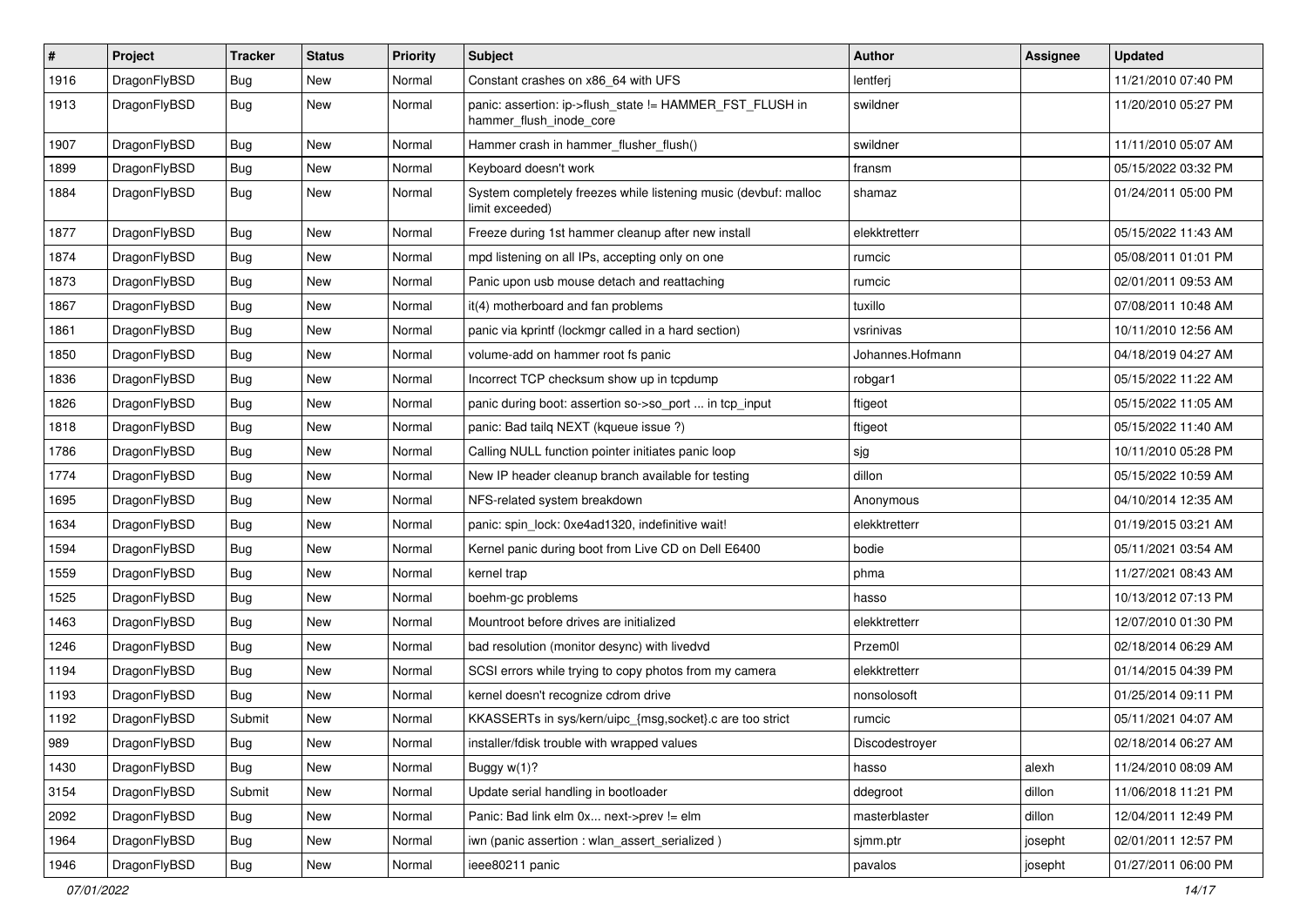| # | Project | Tracker | Status | Priority | Subject | Author | Assignee | Updated |
|---|---|---|---|---|---|---|---|---|
| 1916 | DragonFlyBSD | Bug | New | Normal | Constant crashes on x86_64 with UFS | lentferj | | 11/21/2010 07:40 PM |
| 1913 | DragonFlyBSD | Bug | New | Normal | panic: assertion: ip->flush_state != HAMMER_FST_FLUSH in hammer_flush_inode_core | swildner | | 11/20/2010 05:27 PM |
| 1907 | DragonFlyBSD | Bug | New | Normal | Hammer crash in hammer_flusher_flush() | swildner | | 11/11/2010 05:07 AM |
| 1899 | DragonFlyBSD | Bug | New | Normal | Keyboard doesn't work | fransm | | 05/15/2022 03:32 PM |
| 1884 | DragonFlyBSD | Bug | New | Normal | System completely freezes while listening music (devbuf: malloc limit exceeded) | shamaz | | 01/24/2011 05:00 PM |
| 1877 | DragonFlyBSD | Bug | New | Normal | Freeze during 1st hammer cleanup after new install | elekktretterr | | 05/15/2022 11:43 AM |
| 1874 | DragonFlyBSD | Bug | New | Normal | mpd listening on all IPs, accepting only on one | rumcic | | 05/08/2011 01:01 PM |
| 1873 | DragonFlyBSD | Bug | New | Normal | Panic upon usb mouse detach and reattaching | rumcic | | 02/01/2011 09:53 AM |
| 1867 | DragonFlyBSD | Bug | New | Normal | it(4) motherboard and fan problems | tuxillo | | 07/08/2011 10:48 AM |
| 1861 | DragonFlyBSD | Bug | New | Normal | panic via kprintf (lockmgr called in a hard section) | vsrinivas | | 10/11/2010 12:56 AM |
| 1850 | DragonFlyBSD | Bug | New | Normal | volume-add on hammer root fs panic | Johannes.Hofmann | | 04/18/2019 04:27 AM |
| 1836 | DragonFlyBSD | Bug | New | Normal | Incorrect TCP checksum show up in tcpdump | robgar1 | | 05/15/2022 11:22 AM |
| 1826 | DragonFlyBSD | Bug | New | Normal | panic during boot: assertion so->so_port ... in tcp_input | ftigeot | | 05/15/2022 11:05 AM |
| 1818 | DragonFlyBSD | Bug | New | Normal | panic: Bad tailq NEXT (kqueue issue ?) | ftigeot | | 05/15/2022 11:40 AM |
| 1786 | DragonFlyBSD | Bug | New | Normal | Calling NULL function pointer initiates panic loop | sjg | | 10/11/2010 05:28 PM |
| 1774 | DragonFlyBSD | Bug | New | Normal | New IP header cleanup branch available for testing | dillon | | 05/15/2022 10:59 AM |
| 1695 | DragonFlyBSD | Bug | New | Normal | NFS-related system breakdown | Anonymous | | 04/10/2014 12:35 AM |
| 1634 | DragonFlyBSD | Bug | New | Normal | panic: spin_lock: 0xe4ad1320, indefinitive wait! | elekktretterr | | 01/19/2015 03:21 AM |
| 1594 | DragonFlyBSD | Bug | New | Normal | Kernel panic during boot from Live CD on Dell E6400 | bodie | | 05/11/2021 03:54 AM |
| 1559 | DragonFlyBSD | Bug | New | Normal | kernel trap | phma | | 11/27/2021 08:43 AM |
| 1525 | DragonFlyBSD | Bug | New | Normal | boehm-gc problems | hasso | | 10/13/2012 07:13 PM |
| 1463 | DragonFlyBSD | Bug | New | Normal | Mountroot before drives are initialized | elekktretterr | | 12/07/2010 01:30 PM |
| 1246 | DragonFlyBSD | Bug | New | Normal | bad resolution (monitor desync) with livedvd | Przem0l | | 02/18/2014 06:29 AM |
| 1194 | DragonFlyBSD | Bug | New | Normal | SCSI errors while trying to copy photos from my camera | elekktretterr | | 01/14/2015 04:39 PM |
| 1193 | DragonFlyBSD | Bug | New | Normal | kernel doesn't recognize cdrom drive | nonsolosoft | | 01/25/2014 09:11 PM |
| 1192 | DragonFlyBSD | Submit | New | Normal | KKASSERTs in sys/kern/uipc_{msg,socket}.c are too strict | rumcic | | 05/11/2021 04:07 AM |
| 989 | DragonFlyBSD | Bug | New | Normal | installer/fdisk trouble with wrapped values | Discodestroyer | | 02/18/2014 06:27 AM |
| 1430 | DragonFlyBSD | Bug | New | Normal | Buggy w(1)? | hasso | alexh | 11/24/2010 08:09 AM |
| 3154 | DragonFlyBSD | Submit | New | Normal | Update serial handling in bootloader | ddegroot | dillon | 11/06/2018 11:21 PM |
| 2092 | DragonFlyBSD | Bug | New | Normal | Panic: Bad link elm 0x... next->prev != elm | masterblaster | dillon | 12/04/2011 12:49 PM |
| 1964 | DragonFlyBSD | Bug | New | Normal | iwn (panic assertion : wlan_assert_serialized ) | sjmm.ptr | josepht | 02/01/2011 12:57 PM |
| 1946 | DragonFlyBSD | Bug | New | Normal | ieee80211 panic | pavalos | josepht | 01/27/2011 06:00 PM |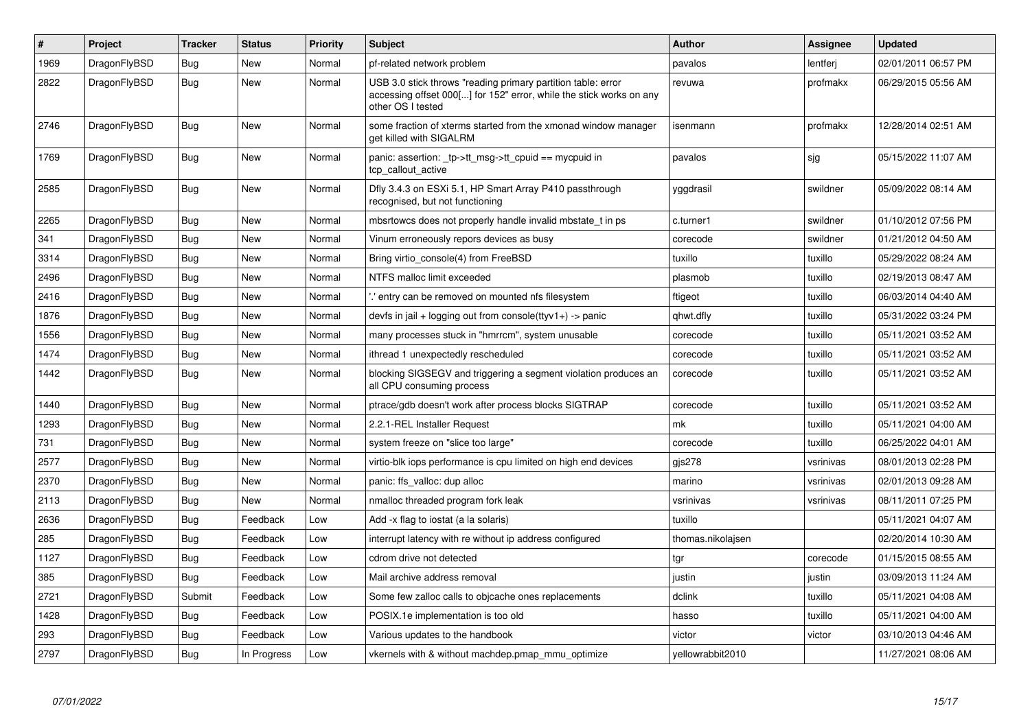| # | Project | Tracker | Status | Priority | Subject | Author | Assignee | Updated |
|---|---|---|---|---|---|---|---|---|
| 1969 | DragonFlyBSD | Bug | New | Normal | pf-related network problem | pavalos | lentferj | 02/01/2011 06:57 PM |
| 2822 | DragonFlyBSD | Bug | New | Normal | USB 3.0 stick throws "reading primary partition table: error accessing offset 000[...] for 152" error, while the stick works on any other OS I tested | revuwa | profmakx | 06/29/2015 05:56 AM |
| 2746 | DragonFlyBSD | Bug | New | Normal | some fraction of xterms started from the xmonad window manager get killed with SIGALRM | isenmann | profmakx | 12/28/2014 02:51 AM |
| 1769 | DragonFlyBSD | Bug | New | Normal | panic: assertion: _tp->tt_msg->tt_cpuid == mycpuid in tcp_callout_active | pavalos | sjg | 05/15/2022 11:07 AM |
| 2585 | DragonFlyBSD | Bug | New | Normal | Dfly 3.4.3 on ESXi 5.1, HP Smart Array P410 passthrough recognised, but not functioning | yggdrasil | swildner | 05/09/2022 08:14 AM |
| 2265 | DragonFlyBSD | Bug | New | Normal | mbsrtowcs does not properly handle invalid mbstate_t in ps | c.turner1 | swildner | 01/10/2012 07:56 PM |
| 341 | DragonFlyBSD | Bug | New | Normal | Vinum erroneously repors devices as busy | corecode | swildner | 01/21/2012 04:50 AM |
| 3314 | DragonFlyBSD | Bug | New | Normal | Bring virtio_console(4) from FreeBSD | tuxillo | tuxillo | 05/29/2022 08:24 AM |
| 2496 | DragonFlyBSD | Bug | New | Normal | NTFS malloc limit exceeded | plasmob | tuxillo | 02/19/2013 08:47 AM |
| 2416 | DragonFlyBSD | Bug | New | Normal | '.' entry can be removed on mounted nfs filesystem | ftigeot | tuxillo | 06/03/2014 04:40 AM |
| 1876 | DragonFlyBSD | Bug | New | Normal | devfs in jail + logging out from console(ttyv1+) -> panic | qhwt.dfly | tuxillo | 05/31/2022 03:24 PM |
| 1556 | DragonFlyBSD | Bug | New | Normal | many processes stuck in "hmrrcm", system unusable | corecode | tuxillo | 05/11/2021 03:52 AM |
| 1474 | DragonFlyBSD | Bug | New | Normal | ithread 1 unexpectedly rescheduled | corecode | tuxillo | 05/11/2021 03:52 AM |
| 1442 | DragonFlyBSD | Bug | New | Normal | blocking SIGSEGV and triggering a segment violation produces an all CPU consuming process | corecode | tuxillo | 05/11/2021 03:52 AM |
| 1440 | DragonFlyBSD | Bug | New | Normal | ptrace/gdb doesn't work after process blocks SIGTRAP | corecode | tuxillo | 05/11/2021 03:52 AM |
| 1293 | DragonFlyBSD | Bug | New | Normal | 2.2.1-REL Installer Request | mk | tuxillo | 05/11/2021 04:00 AM |
| 731 | DragonFlyBSD | Bug | New | Normal | system freeze on "slice too large" | corecode | tuxillo | 06/25/2022 04:01 AM |
| 2577 | DragonFlyBSD | Bug | New | Normal | virtio-blk iops performance is cpu limited on high end devices | gjs278 | vsrinivas | 08/01/2013 02:28 PM |
| 2370 | DragonFlyBSD | Bug | New | Normal | panic: ffs_valloc: dup alloc | marino | vsrinivas | 02/01/2013 09:28 AM |
| 2113 | DragonFlyBSD | Bug | New | Normal | nmalloc threaded program fork leak | vsrinivas | vsrinivas | 08/11/2011 07:25 PM |
| 2636 | DragonFlyBSD | Bug | Feedback | Low | Add -x flag to iostat (a la solaris) | tuxillo | | 05/11/2021 04:07 AM |
| 285 | DragonFlyBSD | Bug | Feedback | Low | interrupt latency with re without ip address configured | thomas.nikolajsen | | 02/20/2014 10:30 AM |
| 1127 | DragonFlyBSD | Bug | Feedback | Low | cdrom drive not detected | tgr | corecode | 01/15/2015 08:55 AM |
| 385 | DragonFlyBSD | Bug | Feedback | Low | Mail archive address removal | justin | justin | 03/09/2013 11:24 AM |
| 2721 | DragonFlyBSD | Submit | Feedback | Low | Some few zalloc calls to objcache ones replacements | dclink | tuxillo | 05/11/2021 04:08 AM |
| 1428 | DragonFlyBSD | Bug | Feedback | Low | POSIX.1e implementation is too old | hasso | tuxillo | 05/11/2021 04:00 AM |
| 293 | DragonFlyBSD | Bug | Feedback | Low | Various updates to the handbook | victor | victor | 03/10/2013 04:46 AM |
| 2797 | DragonFlyBSD | Bug | In Progress | Low | vkernels with & without machdep.pmap_mmu_optimize | yellowrabbit2010 | | 11/27/2021 08:06 AM |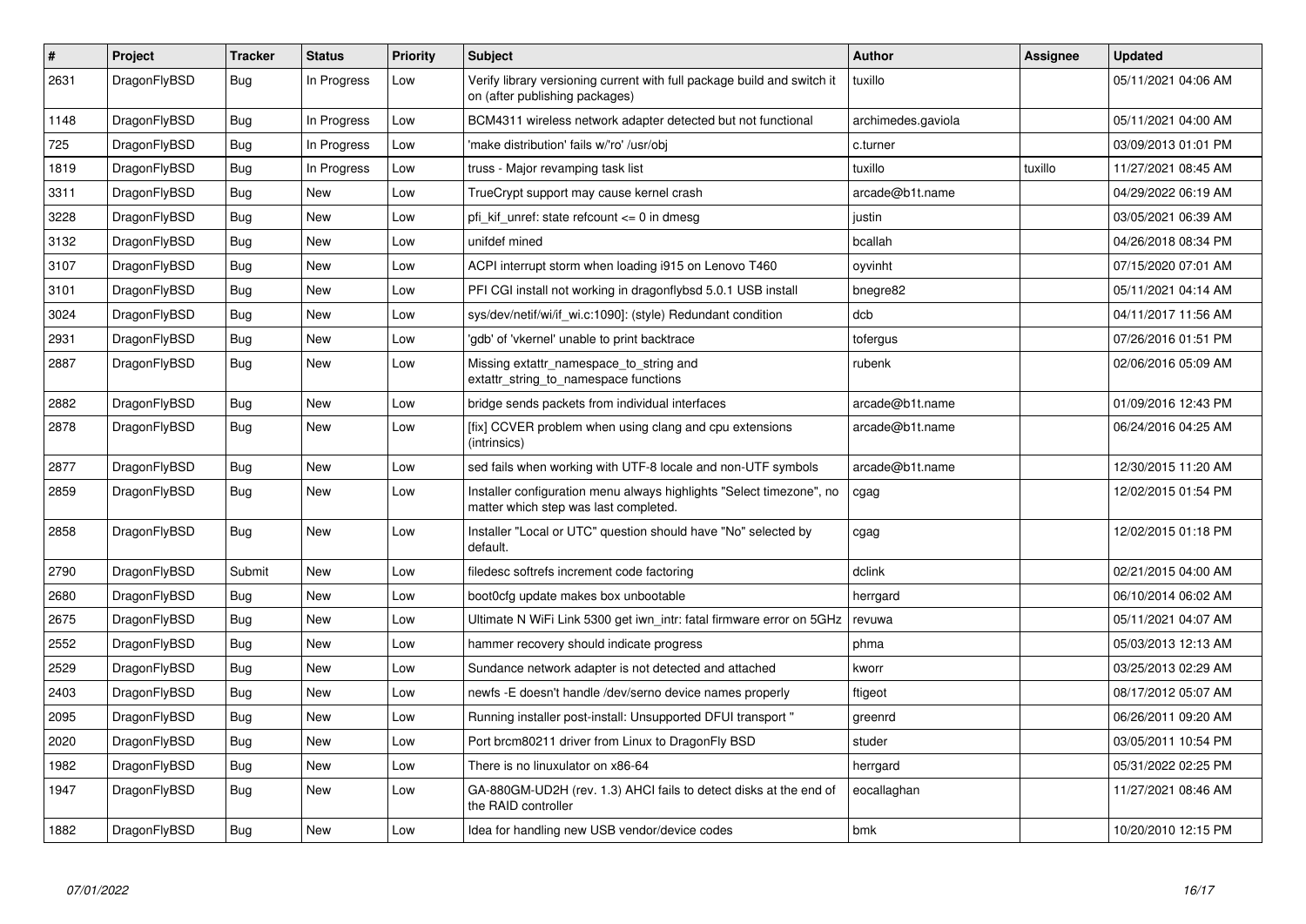| # | Project | Tracker | Status | Priority | Subject | Author | Assignee | Updated |
|---|---|---|---|---|---|---|---|---|
| 2631 | DragonFlyBSD | Bug | In Progress | Low | Verify library versioning current with full package build and switch it on (after publishing packages) | tuxillo | | 05/11/2021 04:06 AM |
| 1148 | DragonFlyBSD | Bug | In Progress | Low | BCM4311 wireless network adapter detected but not functional | archimedes.gaviola | | 05/11/2021 04:00 AM |
| 725 | DragonFlyBSD | Bug | In Progress | Low | 'make distribution' fails w/'ro' /usr/obj | c.turner | | 03/09/2013 01:01 PM |
| 1819 | DragonFlyBSD | Bug | In Progress | Low | truss - Major revamping task list | tuxillo | tuxillo | 11/27/2021 08:45 AM |
| 3311 | DragonFlyBSD | Bug | New | Low | TrueCrypt support may cause kernel crash | arcade@b1t.name | | 04/29/2022 06:19 AM |
| 3228 | DragonFlyBSD | Bug | New | Low | pfi_kif_unref: state refcount <= 0 in dmesg | justin | | 03/05/2021 06:39 AM |
| 3132 | DragonFlyBSD | Bug | New | Low | unifdef mined | bcallah | | 04/26/2018 08:34 PM |
| 3107 | DragonFlyBSD | Bug | New | Low | ACPI interrupt storm when loading i915 on Lenovo T460 | oyvinht | | 07/15/2020 07:01 AM |
| 3101 | DragonFlyBSD | Bug | New | Low | PFI CGI install not working in dragonflybsd 5.0.1 USB install | bnegre82 | | 05/11/2021 04:14 AM |
| 3024 | DragonFlyBSD | Bug | New | Low | sys/dev/netif/wi/if_wi.c:1090]: (style) Redundant condition | dcb | | 04/11/2017 11:56 AM |
| 2931 | DragonFlyBSD | Bug | New | Low | 'gdb' of 'vkernel' unable to print backtrace | tofergus | | 07/26/2016 01:51 PM |
| 2887 | DragonFlyBSD | Bug | New | Low | Missing extattr_namespace_to_string and extattr_string_to_namespace functions | rubenk | | 02/06/2016 05:09 AM |
| 2882 | DragonFlyBSD | Bug | New | Low | bridge sends packets from individual interfaces | arcade@b1t.name | | 01/09/2016 12:43 PM |
| 2878 | DragonFlyBSD | Bug | New | Low | [fix] CCVER problem when using clang and cpu extensions (intrinsics) | arcade@b1t.name | | 06/24/2016 04:25 AM |
| 2877 | DragonFlyBSD | Bug | New | Low | sed fails when working with UTF-8 locale and non-UTF symbols | arcade@b1t.name | | 12/30/2015 11:20 AM |
| 2859 | DragonFlyBSD | Bug | New | Low | Installer configuration menu always highlights "Select timezone", no matter which step was last completed. | cgag | | 12/02/2015 01:54 PM |
| 2858 | DragonFlyBSD | Bug | New | Low | Installer "Local or UTC" question should have "No" selected by default. | cgag | | 12/02/2015 01:18 PM |
| 2790 | DragonFlyBSD | Submit | New | Low | filedesc softrefs increment code factoring | dclink | | 02/21/2015 04:00 AM |
| 2680 | DragonFlyBSD | Bug | New | Low | boot0cfg update makes box unbootable | herrgard | | 06/10/2014 06:02 AM |
| 2675 | DragonFlyBSD | Bug | New | Low | Ultimate N WiFi Link 5300 get iwn_intr: fatal firmware error on 5GHz | revuwa | | 05/11/2021 04:07 AM |
| 2552 | DragonFlyBSD | Bug | New | Low | hammer recovery should indicate progress | phma | | 05/03/2013 12:13 AM |
| 2529 | DragonFlyBSD | Bug | New | Low | Sundance network adapter is not detected and attached | kworr | | 03/25/2013 02:29 AM |
| 2403 | DragonFlyBSD | Bug | New | Low | newfs -E doesn't handle /dev/serno device names properly | ftigeot | | 08/17/2012 05:07 AM |
| 2095 | DragonFlyBSD | Bug | New | Low | Running installer post-install: Unsupported DFUI transport " | greenrd | | 06/26/2011 09:20 AM |
| 2020 | DragonFlyBSD | Bug | New | Low | Port brcm80211 driver from Linux to DragonFly BSD | studer | | 03/05/2011 10:54 PM |
| 1982 | DragonFlyBSD | Bug | New | Low | There is no linuxulator on x86-64 | herrgard | | 05/31/2022 02:25 PM |
| 1947 | DragonFlyBSD | Bug | New | Low | GA-880GM-UD2H (rev. 1.3) AHCI fails to detect disks at the end of the RAID controller | eocallaghan | | 11/27/2021 08:46 AM |
| 1882 | DragonFlyBSD | Bug | New | Low | Idea for handling new USB vendor/device codes | bmk | | 10/20/2010 12:15 PM |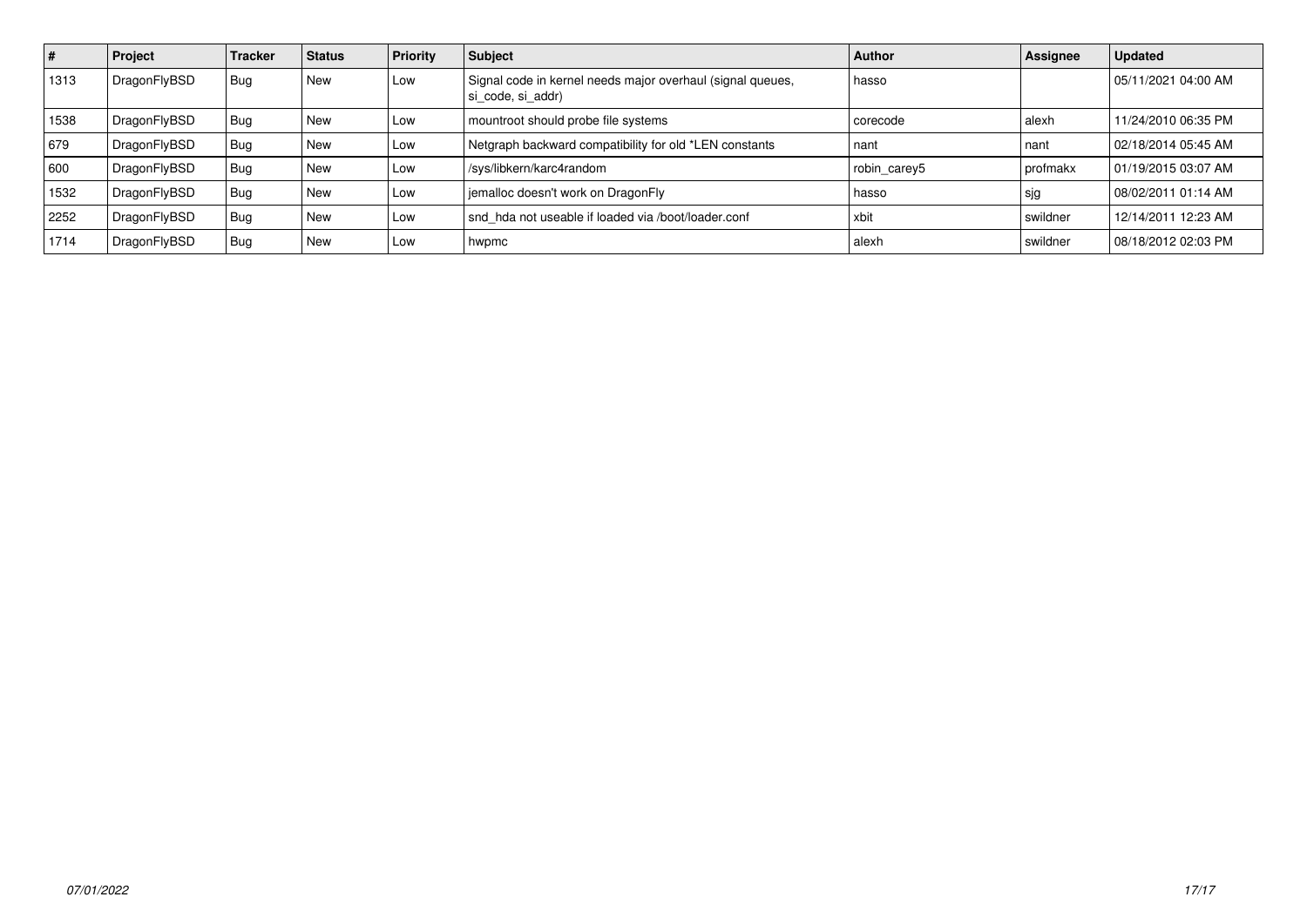| # | Project | Tracker | Status | Priority | Subject | Author | Assignee | Updated |
|---|---|---|---|---|---|---|---|---|
| 1313 | DragonFlyBSD | Bug | New | Low | Signal code in kernel needs major overhaul (signal queues, si_code, si_addr) | hasso | | 05/11/2021 04:00 AM |
| 1538 | DragonFlyBSD | Bug | New | Low | mountroot should probe file systems | corecode | alexh | 11/24/2010 06:35 PM |
| 679 | DragonFlyBSD | Bug | New | Low | Netgraph backward compatibility for old *LEN constants | nant | nant | 02/18/2014 05:45 AM |
| 600 | DragonFlyBSD | Bug | New | Low | /sys/libkern/karc4random | robin_carey5 | profmakx | 01/19/2015 03:07 AM |
| 1532 | DragonFlyBSD | Bug | New | Low | jemalloc doesn't work on DragonFly | hasso | sjg | 08/02/2011 01:14 AM |
| 2252 | DragonFlyBSD | Bug | New | Low | snd_hda not useable if loaded via /boot/loader.conf | xbit | swildner | 12/14/2011 12:23 AM |
| 1714 | DragonFlyBSD | Bug | New | Low | hwpmc | alexh | swildner | 08/18/2012 02:03 PM |

*07/01/2022*